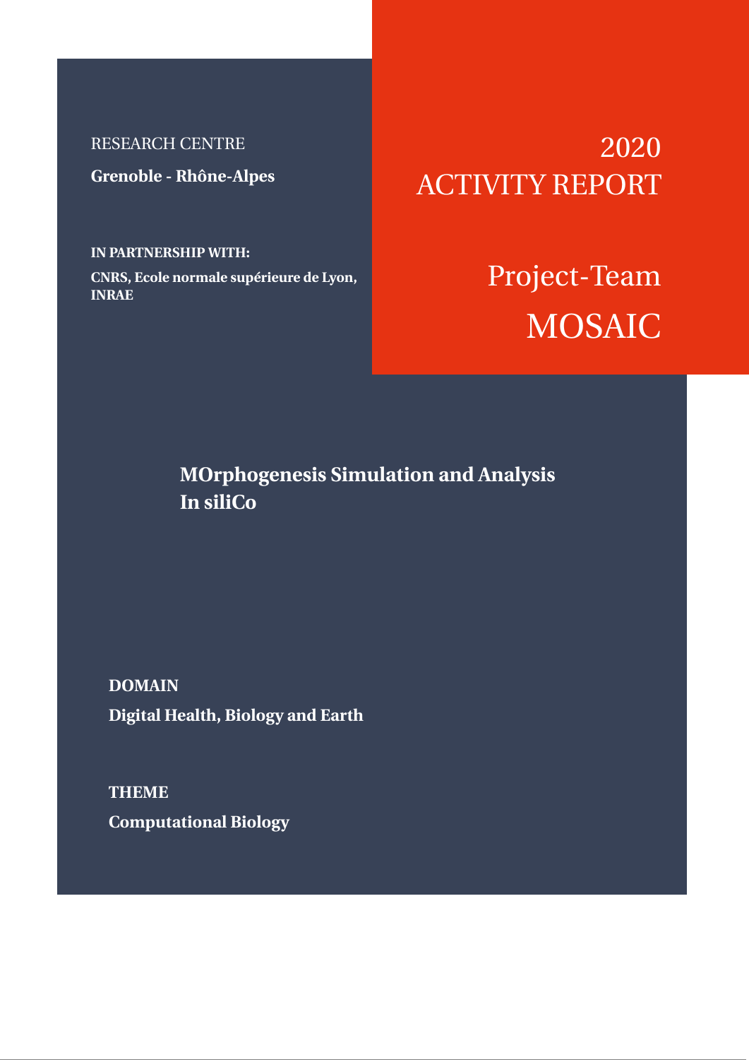RESEARCH CENTRE

**Grenoble - Rhône-Alpes**

**IN PARTNERSHIP WITH:**

**CNRS, Ecole normale supérieure de Lyon, INRAE**

# 2020 ACTIVITY REPORT

# Project-Team MOSAIC

## MOrphogenesis Simulation and Analysis In siliCo

**DOMAIN**

**Digital Health, Biology and Earth**

**THEME**

**Computational Biology**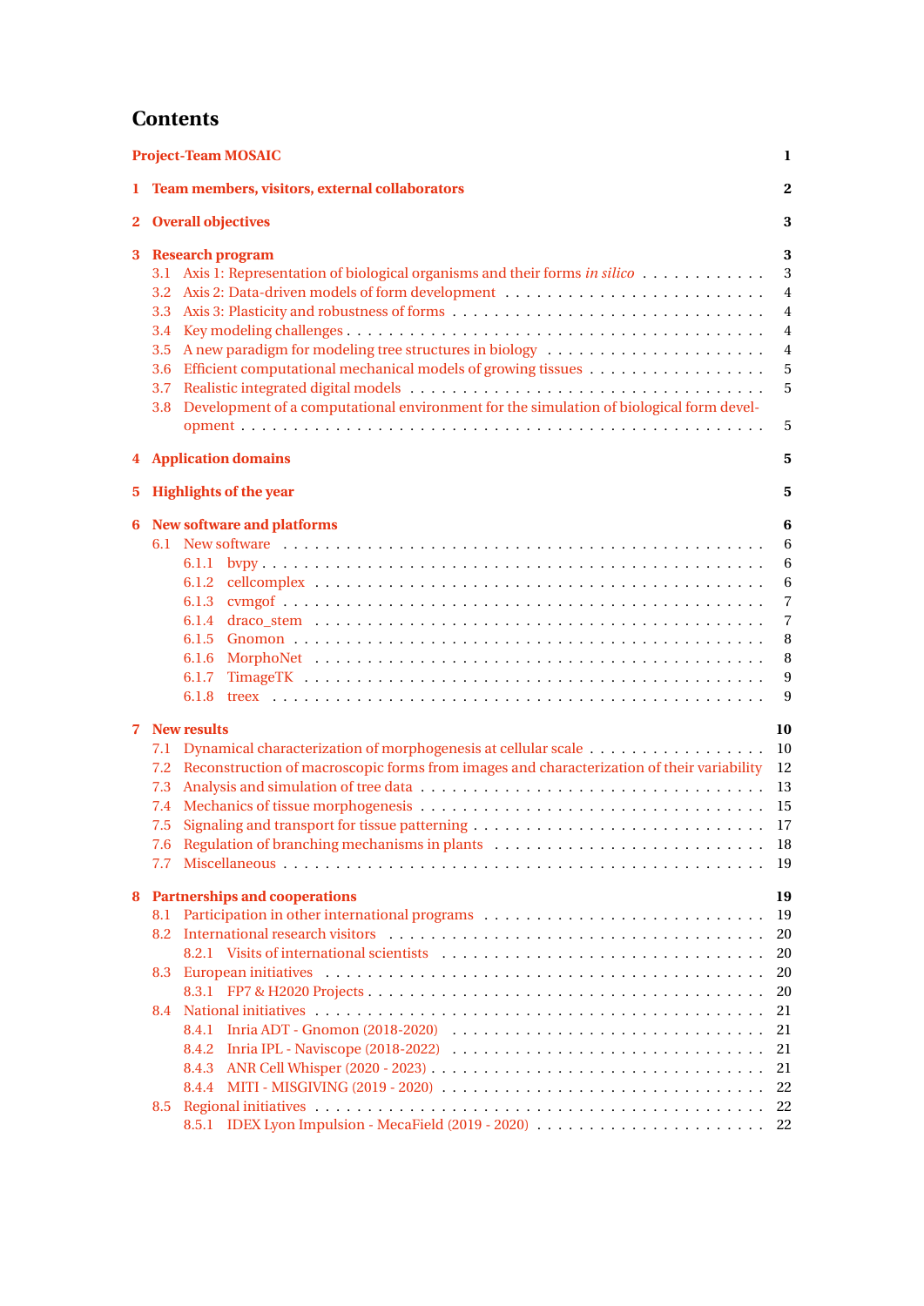# Contents

**Project-Team MOSAIC** **1**

**1 Team members, visitors, external collaborators** **2**

**2 Overall objectives** **3**

**3 Research program** **3**

- 3.1 Axis 1: Representation of biological organisms and their forms *in silico* . . . . . . . . . . . . 3
- 3.2 Axis 2: Data-driven models of form development . . . . . . . . . . . . . . . . . . . . . . . . . 4
- 3.3 Axis 3: Plasticity and robustness of forms . . . . . . . . . . . . . . . . . . . . . . . . . . . . . 4
- 3.4 Key modeling challenges . . . . . . . . . . . . . . . . . . . . . . . . . . . . . . . . . . . . . . . 4
- 3.5 A new paradigm for modeling tree structures in biology . . . . . . . . . . . . . . . . . . . . 4
- 3.6 Efficient computational mechanical models of growing tissues . . . . . . . . . . . . . . . . . 5
- 3.7 Realistic integrated digital models . . . . . . . . . . . . . . . . . . . . . . . . . . . . . . . . . 5
- 3.8 Development of a computational environment for the simulation of biological form development . . . . . . . . . . . . . . . . . . . . . . . . . . . . . . . . . . . . . . . . . . . . . . . 5

**4 Application domains** **5**

**5 Highlights of the year** **5**

**6 New software and platforms** **6**

- 6.1 New software . . . . . . . . . . . . . . . . . . . . . . . . . . . . . . . . . . . . . . . . . . . . . 6
  - 6.1.1 bvpy . . . . . . . . . . . . . . . . . . . . . . . . . . . . . . . . . . . . . . . . . . . . . . 6
  - 6.1.2 cellcomplex . . . . . . . . . . . . . . . . . . . . . . . . . . . . . . . . . . . . . . . . . . 6
  - 6.1.3 cvmgof . . . . . . . . . . . . . . . . . . . . . . . . . . . . . . . . . . . . . . . . . . . . 7
  - 6.1.4 draco_stem . . . . . . . . . . . . . . . . . . . . . . . . . . . . . . . . . . . . . . . . . 7
  - 6.1.5 Gnomon . . . . . . . . . . . . . . . . . . . . . . . . . . . . . . . . . . . . . . . . . . . 8
  - 6.1.6 MorphoNet . . . . . . . . . . . . . . . . . . . . . . . . . . . . . . . . . . . . . . . . . . 8
  - 6.1.7 TimageTK . . . . . . . . . . . . . . . . . . . . . . . . . . . . . . . . . . . . . . . . . . 9
  - 6.1.8 treex . . . . . . . . . . . . . . . . . . . . . . . . . . . . . . . . . . . . . . . . . . . . . 9

**7 New results** **10**

- 7.1 Dynamical characterization of morphogenesis at cellular scale . . . . . . . . . . . . . . . . . 10
- 7.2 Reconstruction of macroscopic forms from images and characterization of their variability 12
- 7.3 Analysis and simulation of tree data . . . . . . . . . . . . . . . . . . . . . . . . . . . . . . . . 13
- 7.4 Mechanics of tissue morphogenesis . . . . . . . . . . . . . . . . . . . . . . . . . . . . . . . . 15
- 7.5 Signaling and transport for tissue patterning . . . . . . . . . . . . . . . . . . . . . . . . . . . 17
- 7.6 Regulation of branching mechanisms in plants . . . . . . . . . . . . . . . . . . . . . . . . . 18
- 7.7 Miscellaneous . . . . . . . . . . . . . . . . . . . . . . . . . . . . . . . . . . . . . . . . . . . . . 19

**8 Partnerships and cooperations** **19**

- 8.1 Participation in other international programs . . . . . . . . . . . . . . . . . . . . . . . . . . 19
- 8.2 International research visitors . . . . . . . . . . . . . . . . . . . . . . . . . . . . . . . . . . . 20
  - 8.2.1 Visits of international scientists . . . . . . . . . . . . . . . . . . . . . . . . . . . . . . 20
- 8.3 European initiatives . . . . . . . . . . . . . . . . . . . . . . . . . . . . . . . . . . . . . . . . . 20
  - 8.3.1 FP7 & H2020 Projects . . . . . . . . . . . . . . . . . . . . . . . . . . . . . . . . . . . . 20
- 8.4 National initiatives . . . . . . . . . . . . . . . . . . . . . . . . . . . . . . . . . . . . . . . . . . 21
  - 8.4.1 Inria ADT - Gnomon (2018-2020) . . . . . . . . . . . . . . . . . . . . . . . . . . . . . . 21
  - 8.4.2 Inria IPL - Naviscope (2018-2022) . . . . . . . . . . . . . . . . . . . . . . . . . . . . . 21
  - 8.4.3 ANR Cell Whisper (2020 - 2023) . . . . . . . . . . . . . . . . . . . . . . . . . . . . . . 21
  - 8.4.4 MITI - MISGIVING (2019 - 2020) . . . . . . . . . . . . . . . . . . . . . . . . . . . . . . 22
- 8.5 Regional initiatives . . . . . . . . . . . . . . . . . . . . . . . . . . . . . . . . . . . . . . . . . . 22
  - 8.5.1 IDEX Lyon Impulsion - MecaField (2019 - 2020) . . . . . . . . . . . . . . . . . . . . . 22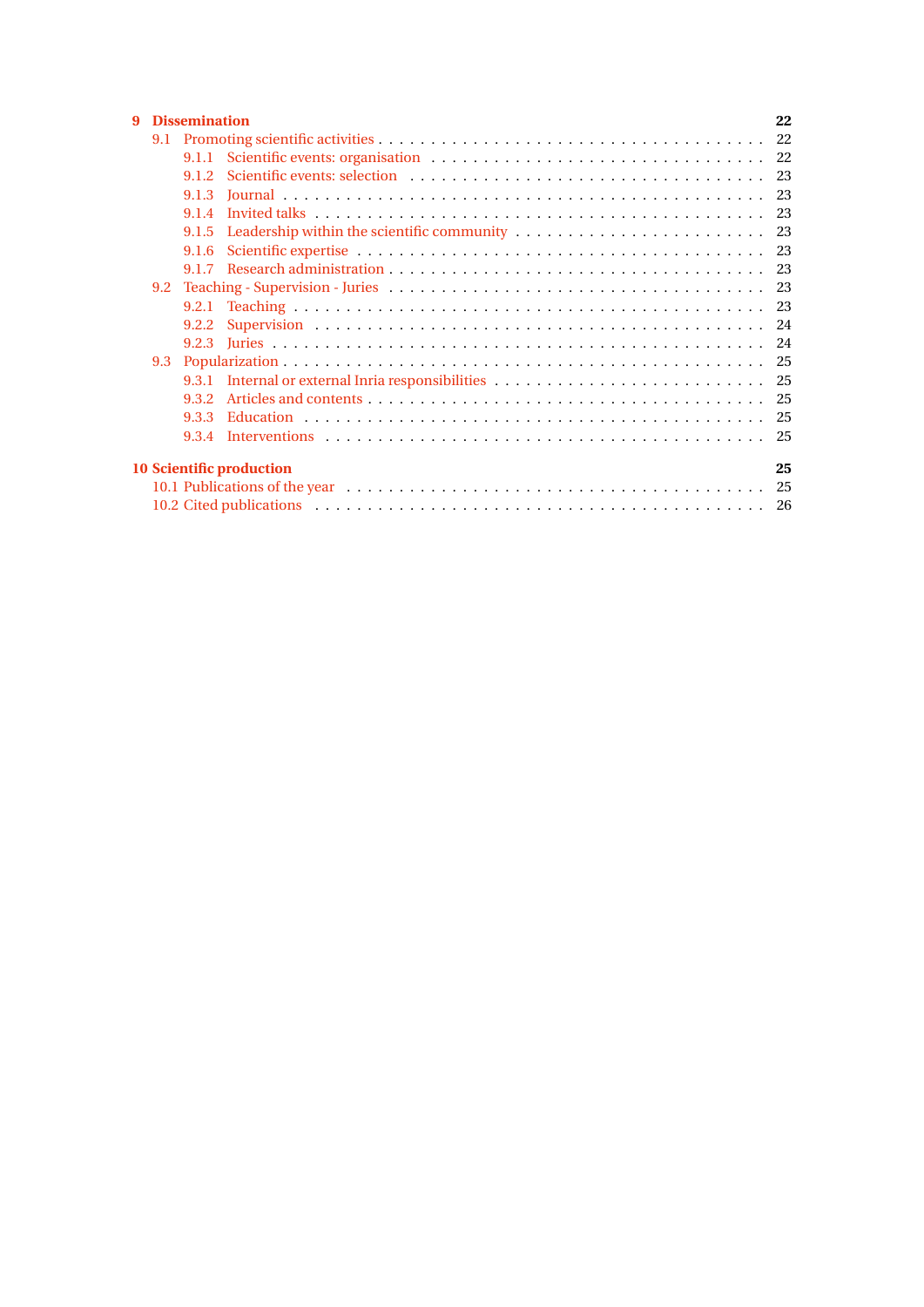**9 Dissemination** 22

- 9.1 Promoting scientific activities . . . 22
  - 9.1.1 Scientific events: organisation . . . 22
  - 9.1.2 Scientific events: selection . . . 23
  - 9.1.3 Journal . . . 23
  - 9.1.4 Invited talks . . . 23
  - 9.1.5 Leadership within the scientific community . . . 23
  - 9.1.6 Scientific expertise . . . 23
  - 9.1.7 Research administration . . . 23
- 9.2 Teaching - Supervision - Juries . . . 23
  - 9.2.1 Teaching . . . 23
  - 9.2.2 Supervision . . . 24
  - 9.2.3 Juries . . . 24
- 9.3 Popularization . . . 25
  - 9.3.1 Internal or external Inria responsibilities . . . 25
  - 9.3.2 Articles and contents . . . 25
  - 9.3.3 Education . . . 25
  - 9.3.4 Interventions . . . 25

**10 Scientific production** 25

- 10.1 Publications of the year . . . 25
- 10.2 Cited publications . . . 26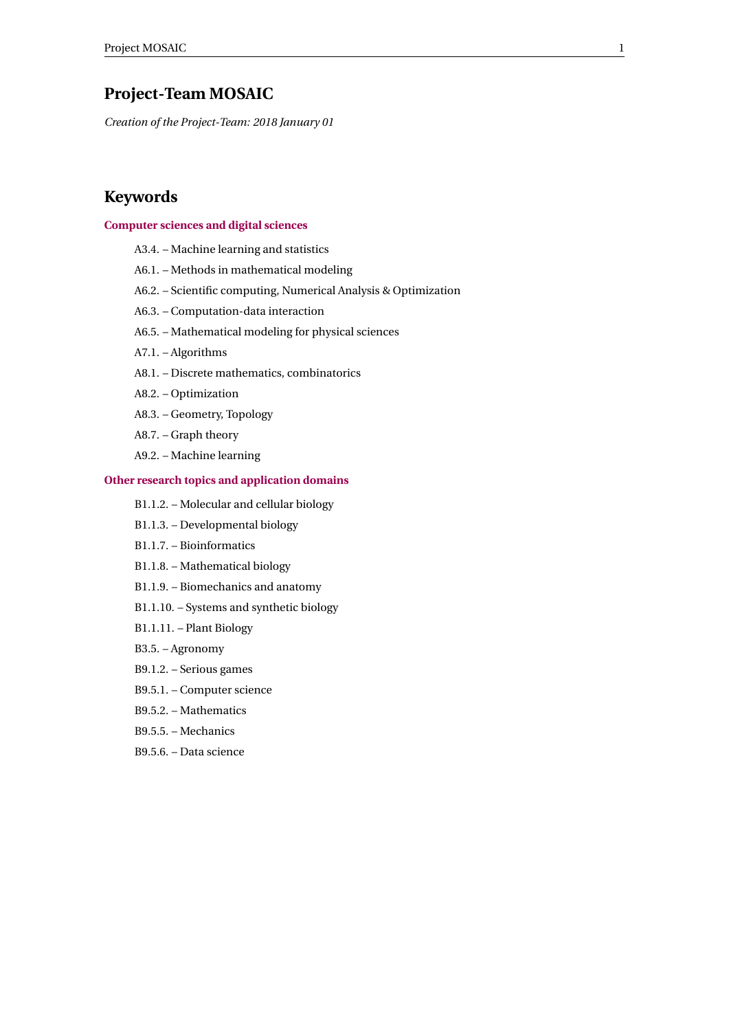# Project-Team MOSAIC

*Creation of the Project-Team: 2018 January 01*

# Keywords

### Computer sciences and digital sciences

- A3.4. – Machine learning and statistics
- A6.1. – Methods in mathematical modeling
- A6.2. – Scientific computing, Numerical Analysis & Optimization
- A6.3. – Computation-data interaction
- A6.5. – Mathematical modeling for physical sciences
- A7.1. – Algorithms
- A8.1. – Discrete mathematics, combinatorics
- A8.2. – Optimization
- A8.3. – Geometry, Topology
- A8.7. – Graph theory
- A9.2. – Machine learning

### Other research topics and application domains

- B1.1.2. – Molecular and cellular biology
- B1.1.3. – Developmental biology
- B1.1.7. – Bioinformatics
- B1.1.8. – Mathematical biology
- B1.1.9. – Biomechanics and anatomy
- B1.1.10. – Systems and synthetic biology
- B1.1.11. – Plant Biology
- B3.5. – Agronomy
- B9.1.2. – Serious games
- B9.5.1. – Computer science
- B9.5.2. – Mathematics
- B9.5.5. – Mechanics
- B9.5.6. – Data science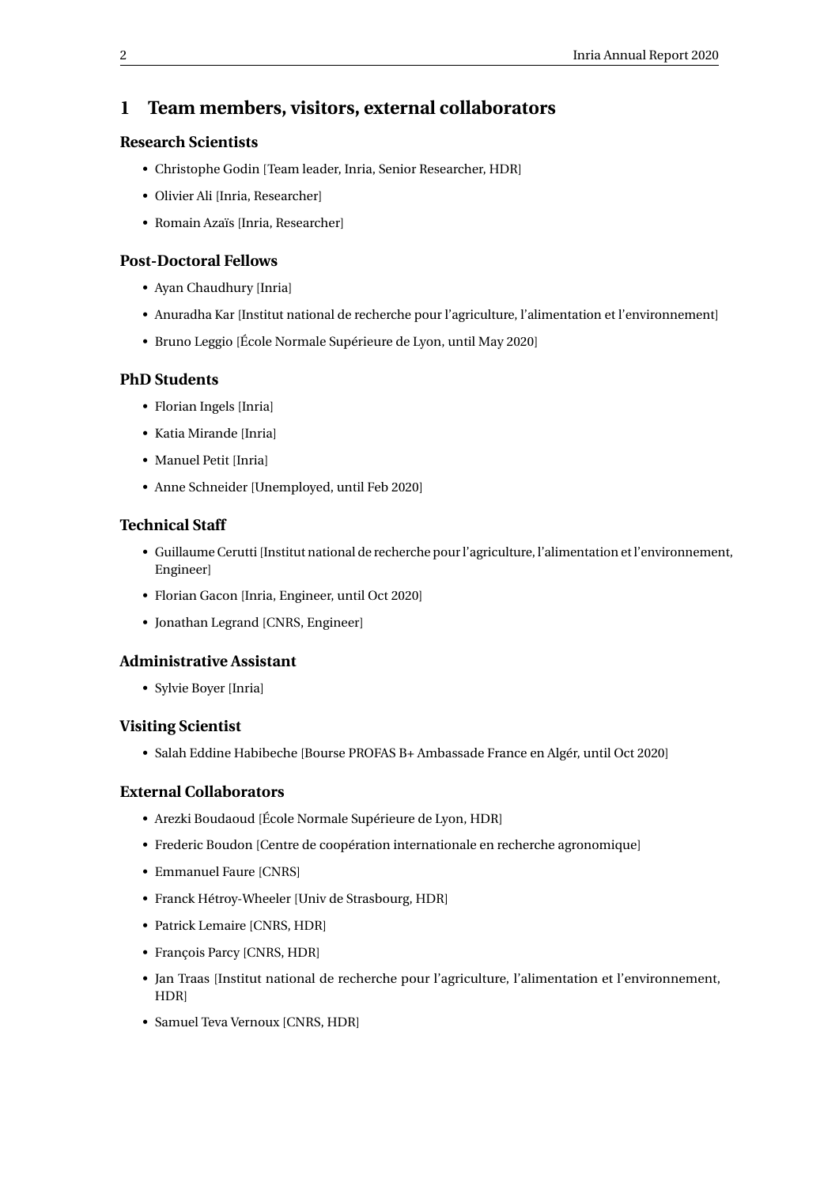# 1 Team members, visitors, external collaborators

### Research Scientists

- Christophe Godin [Team leader, Inria, Senior Researcher, HDR]
- Olivier Ali [Inria, Researcher]
- Romain Azaïs [Inria, Researcher]

### Post-Doctoral Fellows

- Ayan Chaudhury [Inria]
- Anuradha Kar [Institut national de recherche pour l'agriculture, l'alimentation et l'environnement]
- Bruno Leggio [École Normale Supérieure de Lyon, until May 2020]

### PhD Students

- Florian Ingels [Inria]
- Katia Mirande [Inria]
- Manuel Petit [Inria]
- Anne Schneider [Unemployed, until Feb 2020]

### Technical Staff

- Guillaume Cerutti [Institut national de recherche pour l'agriculture, l'alimentation et l'environnement, Engineer]
- Florian Gacon [Inria, Engineer, until Oct 2020]
- Jonathan Legrand [CNRS, Engineer]

### Administrative Assistant

- Sylvie Boyer [Inria]

### Visiting Scientist

- Salah Eddine Habibeche [Bourse PROFAS B+ Ambassade France en Algér, until Oct 2020]

### External Collaborators

- Arezki Boudaoud [École Normale Supérieure de Lyon, HDR]
- Frederic Boudon [Centre de coopération internationale en recherche agronomique]
- Emmanuel Faure [CNRS]
- Franck Hétroy-Wheeler [Univ de Strasbourg, HDR]
- Patrick Lemaire [CNRS, HDR]
- François Parcy [CNRS, HDR]
- Jan Traas [Institut national de recherche pour l'agriculture, l'alimentation et l'environnement, HDR]
- Samuel Teva Vernoux [CNRS, HDR]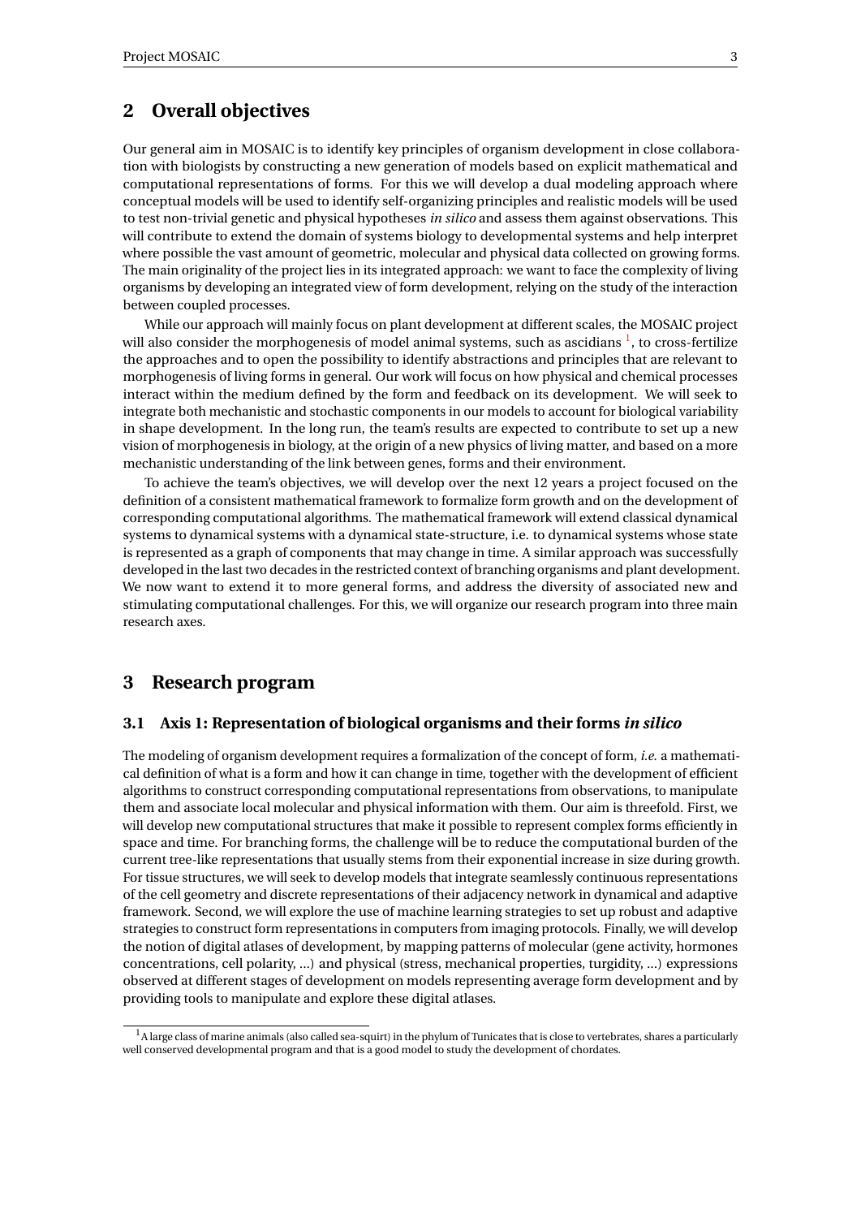# 2 Overall objectives

Our general aim in MOSAIC is to identify key principles of organism development in close collaboration with biologists by constructing a new generation of models based on explicit mathematical and computational representations of forms. For this we will develop a dual modeling approach where conceptual models will be used to identify self-organizing principles and realistic models will be used to test non-trivial genetic and physical hypotheses *in silico* and assess them against observations. This will contribute to extend the domain of systems biology to developmental systems and help interpret where possible the vast amount of geometric, molecular and physical data collected on growing forms. The main originality of the project lies in its integrated approach: we want to face the complexity of living organisms by developing an integrated view of form development, relying on the study of the interaction between coupled processes.

While our approach will mainly focus on plant development at different scales, the MOSAIC project will also consider the morphogenesis of model animal systems, such as ascidians [1], to cross-fertilize the approaches and to open the possibility to identify abstractions and principles that are relevant to morphogenesis of living forms in general. Our work will focus on how physical and chemical processes interact within the medium defined by the form and feedback on its development. We will seek to integrate both mechanistic and stochastic components in our models to account for biological variability in shape development. In the long run, the team's results are expected to contribute to set up a new vision of morphogenesis in biology, at the origin of a new physics of living matter, and based on a more mechanistic understanding of the link between genes, forms and their environment.

To achieve the team's objectives, we will develop over the next 12 years a project focused on the definition of a consistent mathematical framework to formalize form growth and on the development of corresponding computational algorithms. The mathematical framework will extend classical dynamical systems to dynamical systems with a dynamical state-structure, i.e. to dynamical systems whose state is represented as a graph of components that may change in time. A similar approach was successfully developed in the last two decades in the restricted context of branching organisms and plant development. We now want to extend it to more general forms, and address the diversity of associated new and stimulating computational challenges. For this, we will organize our research program into three main research axes.

# 3 Research program

## 3.1 Axis 1: Representation of biological organisms and their forms *in silico*

The modeling of organism development requires a formalization of the concept of form, *i.e.* a mathematical definition of what is a form and how it can change in time, together with the development of efficient algorithms to construct corresponding computational representations from observations, to manipulate them and associate local molecular and physical information with them. Our aim is threefold. First, we will develop new computational structures that make it possible to represent complex forms efficiently in space and time. For branching forms, the challenge will be to reduce the computational burden of the current tree-like representations that usually stems from their exponential increase in size during growth. For tissue structures, we will seek to develop models that integrate seamlessly continuous representations of the cell geometry and discrete representations of their adjacency network in dynamical and adaptive framework. Second, we will explore the use of machine learning strategies to set up robust and adaptive strategies to construct form representations in computers from imaging protocols. Finally, we will develop the notion of digital atlases of development, by mapping patterns of molecular (gene activity, hormones concentrations, cell polarity, ...) and physical (stress, mechanical properties, turgidity, ...) expressions observed at different stages of development on models representing average form development and by providing tools to manipulate and explore these digital atlases.

[1] A large class of marine animals (also called sea-squirt) in the phylum of Tunicates that is close to vertebrates, shares a particularly well conserved developmental program and that is a good model to study the development of chordates.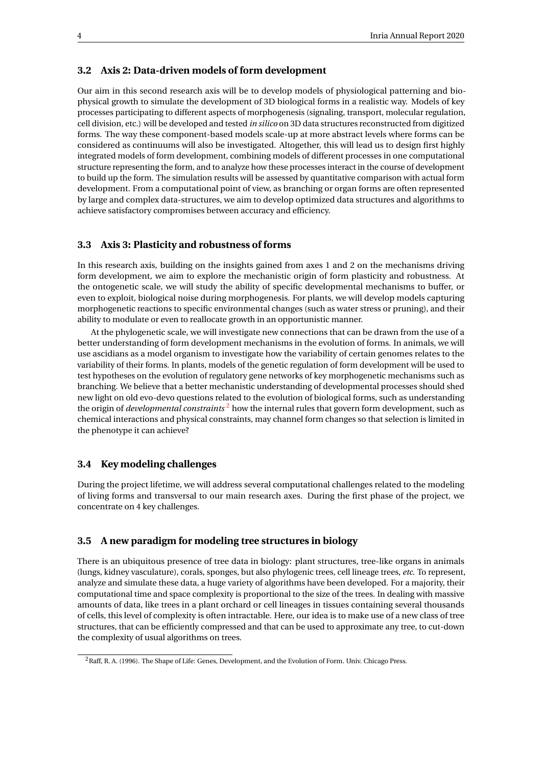### 3.2 Axis 2: Data-driven models of form development

Our aim in this second research axis will be to develop models of physiological patterning and biophysical growth to simulate the development of 3D biological forms in a realistic way. Models of key processes participating to different aspects of morphogenesis (signaling, transport, molecular regulation, cell division, etc.) will be developed and tested *in silico* on 3D data structures reconstructed from digitized forms. The way these component-based models scale-up at more abstract levels where forms can be considered as continuums will also be investigated. Altogether, this will lead us to design first highly integrated models of form development, combining models of different processes in one computational structure representing the form, and to analyze how these processes interact in the course of development to build up the form. The simulation results will be assessed by quantitative comparison with actual form development. From a computational point of view, as branching or organ forms are often represented by large and complex data-structures, we aim to develop optimized data structures and algorithms to achieve satisfactory compromises between accuracy and efficiency.

### 3.3 Axis 3: Plasticity and robustness of forms

In this research axis, building on the insights gained from axes 1 and 2 on the mechanisms driving form development, we aim to explore the mechanistic origin of form plasticity and robustness. At the ontogenetic scale, we will study the ability of specific developmental mechanisms to buffer, or even to exploit, biological noise during morphogenesis. For plants, we will develop models capturing morphogenetic reactions to specific environmental changes (such as water stress or pruning), and their ability to modulate or even to reallocate growth in an opportunistic manner.

At the phylogenetic scale, we will investigate new connections that can be drawn from the use of a better understanding of form development mechanisms in the evolution of forms. In animals, we will use ascidians as a model organism to investigate how the variability of certain genomes relates to the variability of their forms. In plants, models of the genetic regulation of form development will be used to test hypotheses on the evolution of regulatory gene networks of key morphogenetic mechanisms such as branching. We believe that a better mechanistic understanding of developmental processes should shed new light on old evo-devo questions related to the evolution of biological forms, such as understanding the origin of *developmental constraints* [2] how the internal rules that govern form development, such as chemical interactions and physical constraints, may channel form changes so that selection is limited in the phenotype it can achieve?

### 3.4 Key modeling challenges

During the project lifetime, we will address several computational challenges related to the modeling of living forms and transversal to our main research axes. During the first phase of the project, we concentrate on 4 key challenges.

### 3.5 A new paradigm for modeling tree structures in biology

There is an ubiquitous presence of tree data in biology: plant structures, tree-like organs in animals (lungs, kidney vasculature), corals, sponges, but also phylogenic trees, cell lineage trees, *etc.* To represent, analyze and simulate these data, a huge variety of algorithms have been developed. For a majority, their computational time and space complexity is proportional to the size of the trees. In dealing with massive amounts of data, like trees in a plant orchard or cell lineages in tissues containing several thousands of cells, this level of complexity is often intractable. Here, our idea is to make use of a new class of tree structures, that can be efficiently compressed and that can be used to approximate any tree, to cut-down the complexity of usual algorithms on trees.

[2] Raff, R. A. (1996). The Shape of Life: Genes, Development, and the Evolution of Form. Univ. Chicago Press.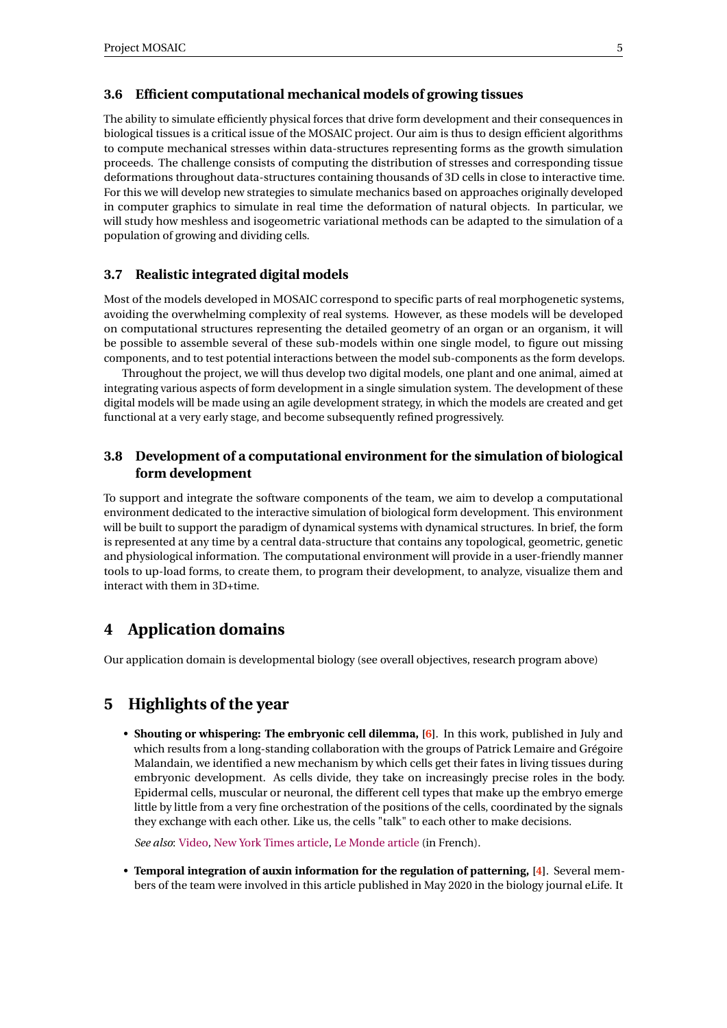### 3.6 Efficient computational mechanical models of growing tissues

The ability to simulate efficiently physical forces that drive form development and their consequences in biological tissues is a critical issue of the MOSAIC project. Our aim is thus to design efficient algorithms to compute mechanical stresses within data-structures representing forms as the growth simulation proceeds. The challenge consists of computing the distribution of stresses and corresponding tissue deformations throughout data-structures containing thousands of 3D cells in close to interactive time. For this we will develop new strategies to simulate mechanics based on approaches originally developed in computer graphics to simulate in real time the deformation of natural objects. In particular, we will study how meshless and isogeometric variational methods can be adapted to the simulation of a population of growing and dividing cells.

### 3.7 Realistic integrated digital models

Most of the models developed in MOSAIC correspond to specific parts of real morphogenetic systems, avoiding the overwhelming complexity of real systems. However, as these models will be developed on computational structures representing the detailed geometry of an organ or an organism, it will be possible to assemble several of these sub-models within one single model, to figure out missing components, and to test potential interactions between the model sub-components as the form develops.

Throughout the project, we will thus develop two digital models, one plant and one animal, aimed at integrating various aspects of form development in a single simulation system. The development of these digital models will be made using an agile development strategy, in which the models are created and get functional at a very early stage, and become subsequently refined progressively.

### 3.8 Development of a computational environment for the simulation of biological form development

To support and integrate the software components of the team, we aim to develop a computational environment dedicated to the interactive simulation of biological form development. This environment will be built to support the paradigm of dynamical systems with dynamical structures. In brief, the form is represented at any time by a central data-structure that contains any topological, geometric, genetic and physiological information. The computational environment will provide in a user-friendly manner tools to up-load forms, to create them, to program their development, to analyze, visualize them and interact with them in 3D+time.

## 4 Application domains

Our application domain is developmental biology (see overall objectives, research program above)

## 5 Highlights of the year

- **Shouting or whispering: The embryonic cell dilemma, [6]**. In this work, published in July and which results from a long-standing collaboration with the groups of Patrick Lemaire and Grégoire Malandain, we identified a new mechanism by which cells get their fates in living tissues during embryonic development. As cells divide, they take on increasingly precise roles in the body. Epidermal cells, muscular or neuronal, the different cell types that make up the embryo emerge little by little from a very fine orchestration of the positions of the cells, coordinated by the signals they exchange with each other. Like us, the cells "talk" to each other to make decisions.

  *See also*: Video, New York Times article, Le Monde article (in French).

- **Temporal integration of auxin information for the regulation of patterning, [4]**. Several members of the team were involved in this article published in May 2020 in the biology journal eLife. It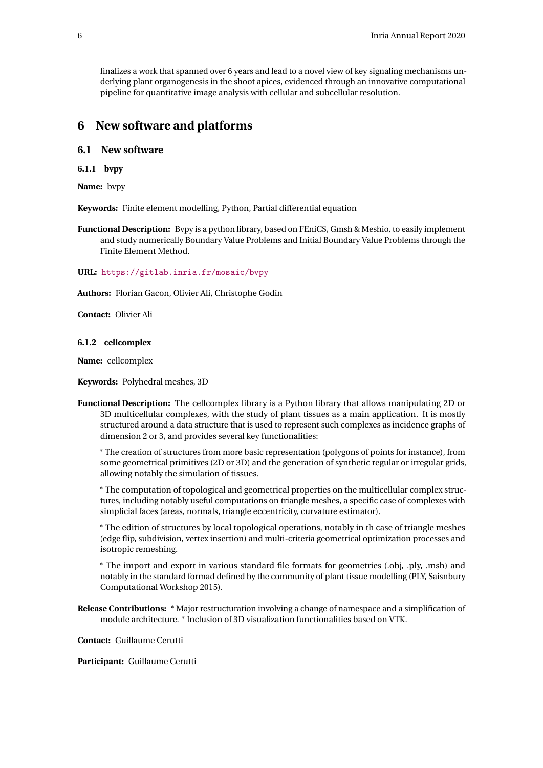finalizes a work that spanned over 6 years and lead to a novel view of key signaling mechanisms underlying plant organogenesis in the shoot apices, evidenced through an innovative computational pipeline for quantitative image analysis with cellular and subcellular resolution.

# 6 New software and platforms

## 6.1 New software

### 6.1.1 bvpy

**Name:** bvpy

**Keywords:** Finite element modelling, Python, Partial differential equation

**Functional Description:** Bvpy is a python library, based on FEniCS, Gmsh & Meshio, to easily implement and study numerically Boundary Value Problems and Initial Boundary Value Problems through the Finite Element Method.

**URL:** https://gitlab.inria.fr/mosaic/bvpy

**Authors:** Florian Gacon, Olivier Ali, Christophe Godin

**Contact:** Olivier Ali

### 6.1.2 cellcomplex

**Name:** cellcomplex

**Keywords:** Polyhedral meshes, 3D

**Functional Description:** The cellcomplex library is a Python library that allows manipulating 2D or 3D multicellular complexes, with the study of plant tissues as a main application. It is mostly structured around a data structure that is used to represent such complexes as incidence graphs of dimension 2 or 3, and provides several key functionalities:

* The creation of structures from more basic representation (polygons of points for instance), from some geometrical primitives (2D or 3D) and the generation of synthetic regular or irregular grids, allowing notably the simulation of tissues.

* The computation of topological and geometrical properties on the multicellular complex structures, including notably useful computations on triangle meshes, a specific case of complexes with simplicial faces (areas, normals, triangle eccentricity, curvature estimator).

* The edition of structures by local topological operations, notably in th case of triangle meshes (edge flip, subdivision, vertex insertion) and multi-criteria geometrical optimization processes and isotropic remeshing.

* The import and export in various standard file formats for geometries (.obj, .ply, .msh) and notably in the standard formad defined by the community of plant tissue modelling (PLY, Saisnbury Computational Workshop 2015).

**Release Contributions:** * Major restructuration involving a change of namespace and a simplification of module architecture. * Inclusion of 3D visualization functionalities based on VTK.

**Contact:** Guillaume Cerutti

**Participant:** Guillaume Cerutti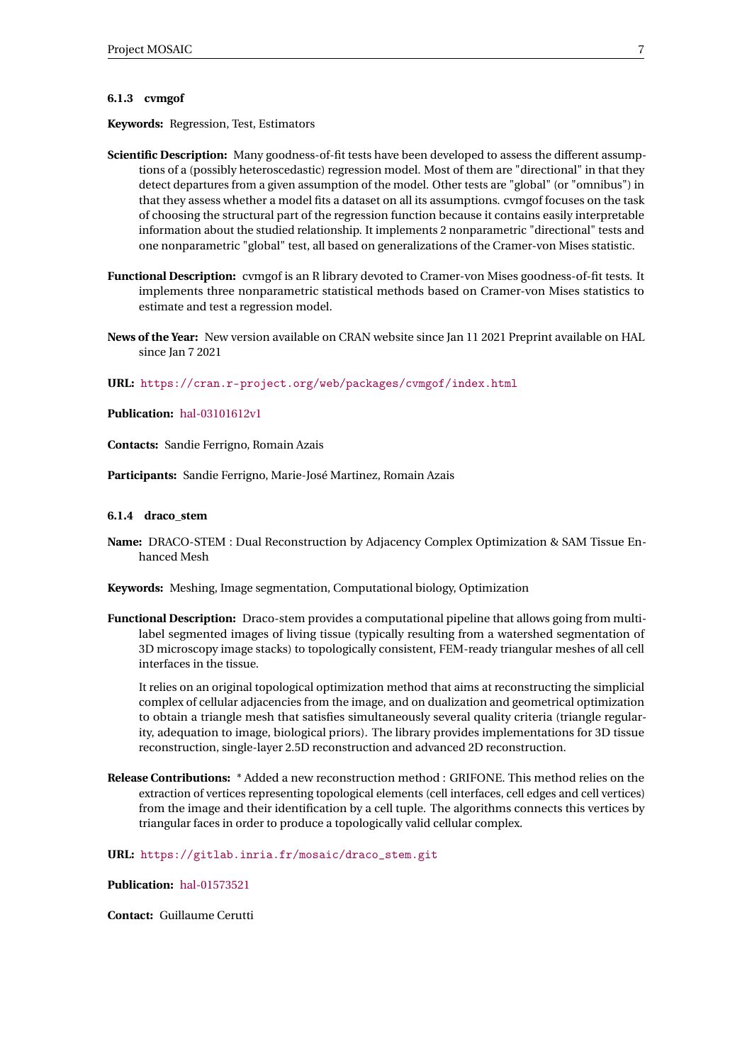#### 6.1.3 cvmgof

**Keywords:** Regression, Test, Estimators

**Scientific Description:** Many goodness-of-fit tests have been developed to assess the different assumptions of a (possibly heteroscedastic) regression model. Most of them are "directional" in that they detect departures from a given assumption of the model. Other tests are "global" (or "omnibus") in that they assess whether a model fits a dataset on all its assumptions. cvmgof focuses on the task of choosing the structural part of the regression function because it contains easily interpretable information about the studied relationship. It implements 2 nonparametric "directional" tests and one nonparametric "global" test, all based on generalizations of the Cramer-von Mises statistic.

**Functional Description:** cvmgof is an R library devoted to Cramer-von Mises goodness-of-fit tests. It implements three nonparametric statistical methods based on Cramer-von Mises statistics to estimate and test a regression model.

**News of the Year:** New version available on CRAN website since Jan 11 2021 Preprint available on HAL since Jan 7 2021

**URL:** https://cran.r-project.org/web/packages/cvmgof/index.html

**Publication:** hal-03101612v1

**Contacts:** Sandie Ferrigno, Romain Azais

**Participants:** Sandie Ferrigno, Marie-José Martinez, Romain Azais

#### 6.1.4 draco_stem

**Name:** DRACO-STEM : Dual Reconstruction by Adjacency Complex Optimization & SAM Tissue Enhanced Mesh

**Keywords:** Meshing, Image segmentation, Computational biology, Optimization

**Functional Description:** Draco-stem provides a computational pipeline that allows going from multi-label segmented images of living tissue (typically resulting from a watershed segmentation of 3D microscopy image stacks) to topologically consistent, FEM-ready triangular meshes of all cell interfaces in the tissue.

It relies on an original topological optimization method that aims at reconstructing the simplicial complex of cellular adjacencies from the image, and on dualization and geometrical optimization to obtain a triangle mesh that satisfies simultaneously several quality criteria (triangle regularity, adequation to image, biological priors). The library provides implementations for 3D tissue reconstruction, single-layer 2.5D reconstruction and advanced 2D reconstruction.

**Release Contributions:** * Added a new reconstruction method : GRIFONE. This method relies on the extraction of vertices representing topological elements (cell interfaces, cell edges and cell vertices) from the image and their identification by a cell tuple. The algorithms connects this vertices by triangular faces in order to produce a topologically valid cellular complex.

**URL:** https://gitlab.inria.fr/mosaic/draco_stem.git

**Publication:** hal-01573521

**Contact:** Guillaume Cerutti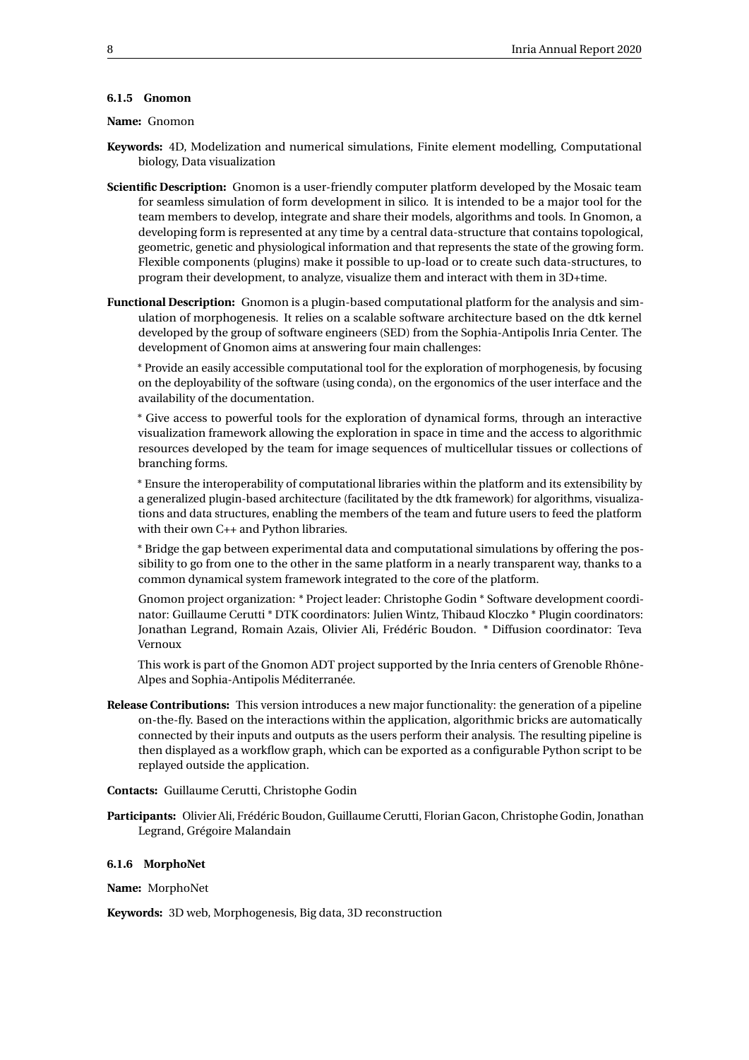#### 6.1.5 Gnomon

**Name:** Gnomon

**Keywords:** 4D, Modelization and numerical simulations, Finite element modelling, Computational biology, Data visualization

**Scientific Description:** Gnomon is a user-friendly computer platform developed by the Mosaic team for seamless simulation of form development in silico. It is intended to be a major tool for the team members to develop, integrate and share their models, algorithms and tools. In Gnomon, a developing form is represented at any time by a central data-structure that contains topological, geometric, genetic and physiological information and that represents the state of the growing form. Flexible components (plugins) make it possible to up-load or to create such data-structures, to program their development, to analyze, visualize them and interact with them in 3D+time.

**Functional Description:** Gnomon is a plugin-based computational platform for the analysis and simulation of morphogenesis. It relies on a scalable software architecture based on the dtk kernel developed by the group of software engineers (SED) from the Sophia-Antipolis Inria Center. The development of Gnomon aims at answering four main challenges:

* Provide an easily accessible computational tool for the exploration of morphogenesis, by focusing on the deployability of the software (using conda), on the ergonomics of the user interface and the availability of the documentation.

* Give access to powerful tools for the exploration of dynamical forms, through an interactive visualization framework allowing the exploration in space in time and the access to algorithmic resources developed by the team for image sequences of multicellular tissues or collections of branching forms.

* Ensure the interoperability of computational libraries within the platform and its extensibility by a generalized plugin-based architecture (facilitated by the dtk framework) for algorithms, visualizations and data structures, enabling the members of the team and future users to feed the platform with their own C++ and Python libraries.

* Bridge the gap between experimental data and computational simulations by offering the possibility to go from one to the other in the same platform in a nearly transparent way, thanks to a common dynamical system framework integrated to the core of the platform.

Gnomon project organization: * Project leader: Christophe Godin * Software development coordinator: Guillaume Cerutti * DTK coordinators: Julien Wintz, Thibaud Kloczko * Plugin coordinators: Jonathan Legrand, Romain Azais, Olivier Ali, Frédéric Boudon. * Diffusion coordinator: Teva Vernoux

This work is part of the Gnomon ADT project supported by the Inria centers of Grenoble Rhône-Alpes and Sophia-Antipolis Méditerranée.

**Release Contributions:** This version introduces a new major functionality: the generation of a pipeline on-the-fly. Based on the interactions within the application, algorithmic bricks are automatically connected by their inputs and outputs as the users perform their analysis. The resulting pipeline is then displayed as a workflow graph, which can be exported as a configurable Python script to be replayed outside the application.

**Contacts:** Guillaume Cerutti, Christophe Godin

**Participants:** Olivier Ali, Frédéric Boudon, Guillaume Cerutti, Florian Gacon, Christophe Godin, Jonathan Legrand, Grégoire Malandain

#### 6.1.6 MorphoNet

**Name:** MorphoNet

**Keywords:** 3D web, Morphogenesis, Big data, 3D reconstruction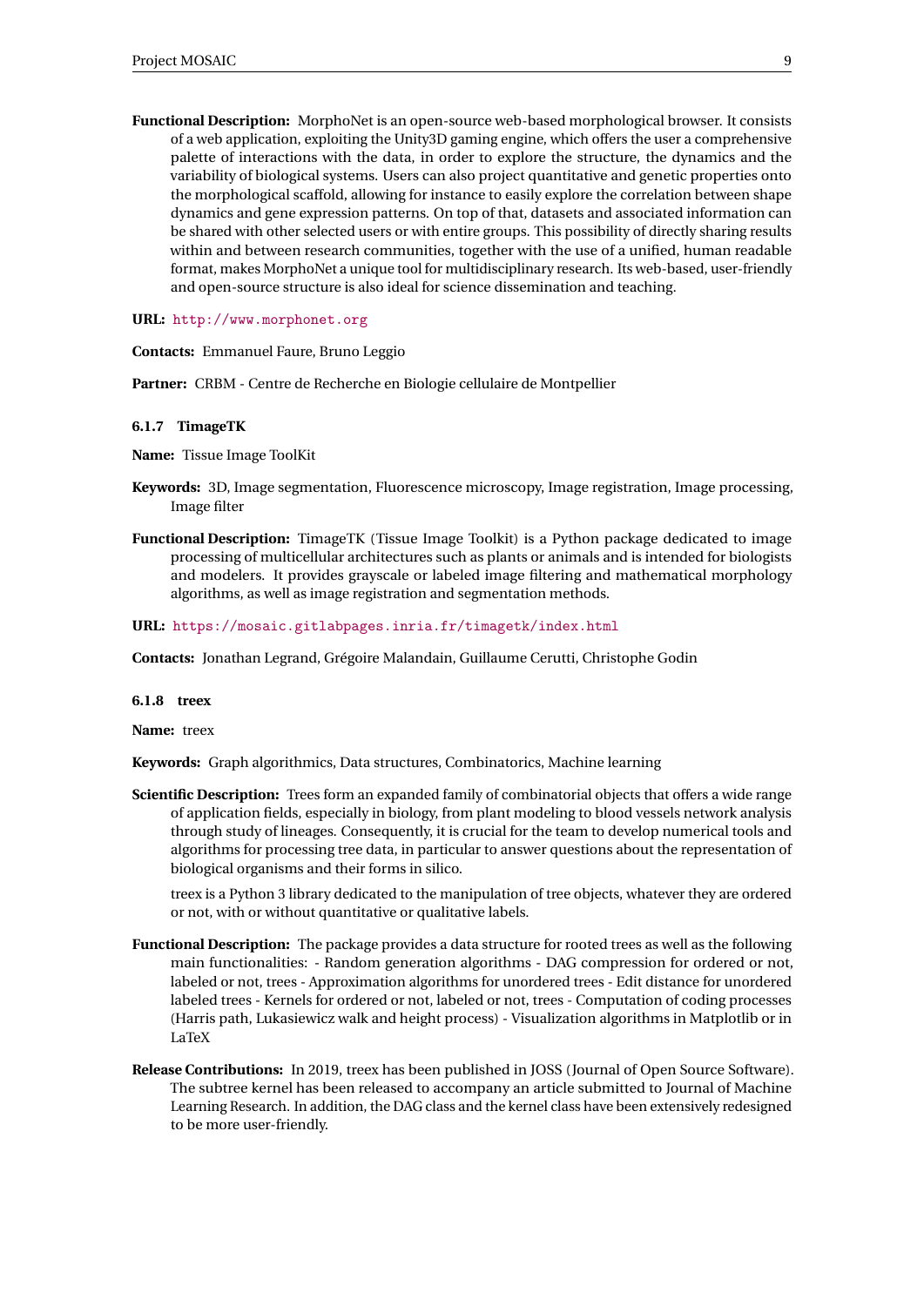**Functional Description:** MorphoNet is an open-source web-based morphological browser. It consists of a web application, exploiting the Unity3D gaming engine, which offers the user a comprehensive palette of interactions with the data, in order to explore the structure, the dynamics and the variability of biological systems. Users can also project quantitative and genetic properties onto the morphological scaffold, allowing for instance to easily explore the correlation between shape dynamics and gene expression patterns. On top of that, datasets and associated information can be shared with other selected users or with entire groups. This possibility of directly sharing results within and between research communities, together with the use of a unified, human readable format, makes MorphoNet a unique tool for multidisciplinary research. Its web-based, user-friendly and open-source structure is also ideal for science dissemination and teaching.

**URL:** http://www.morphonet.org

**Contacts:** Emmanuel Faure, Bruno Leggio

**Partner:** CRBM - Centre de Recherche en Biologie cellulaire de Montpellier

#### 6.1.7 TimageTK

**Name:** Tissue Image ToolKit

**Keywords:** 3D, Image segmentation, Fluorescence microscopy, Image registration, Image processing, Image filter

**Functional Description:** TimageTK (Tissue Image Toolkit) is a Python package dedicated to image processing of multicellular architectures such as plants or animals and is intended for biologists and modelers. It provides grayscale or labeled image filtering and mathematical morphology algorithms, as well as image registration and segmentation methods.

**URL:** https://mosaic.gitlabpages.inria.fr/timagetk/index.html

**Contacts:** Jonathan Legrand, Grégoire Malandain, Guillaume Cerutti, Christophe Godin

#### 6.1.8 treex

**Name:** treex

**Keywords:** Graph algorithmics, Data structures, Combinatorics, Machine learning

**Scientific Description:** Trees form an expanded family of combinatorial objects that offers a wide range of application fields, especially in biology, from plant modeling to blood vessels network analysis through study of lineages. Consequently, it is crucial for the team to develop numerical tools and algorithms for processing tree data, in particular to answer questions about the representation of biological organisms and their forms in silico.

treex is a Python 3 library dedicated to the manipulation of tree objects, whatever they are ordered or not, with or without quantitative or qualitative labels.

**Functional Description:** The package provides a data structure for rooted trees as well as the following main functionalities: - Random generation algorithms - DAG compression for ordered or not, labeled or not, trees - Approximation algorithms for unordered trees - Edit distance for unordered labeled trees - Kernels for ordered or not, labeled or not, trees - Computation of coding processes (Harris path, Lukasiewicz walk and height process) - Visualization algorithms in Matplotlib or in LaTeX

**Release Contributions:** In 2019, treex has been published in JOSS (Journal of Open Source Software). The subtree kernel has been released to accompany an article submitted to Journal of Machine Learning Research. In addition, the DAG class and the kernel class have been extensively redesigned to be more user-friendly.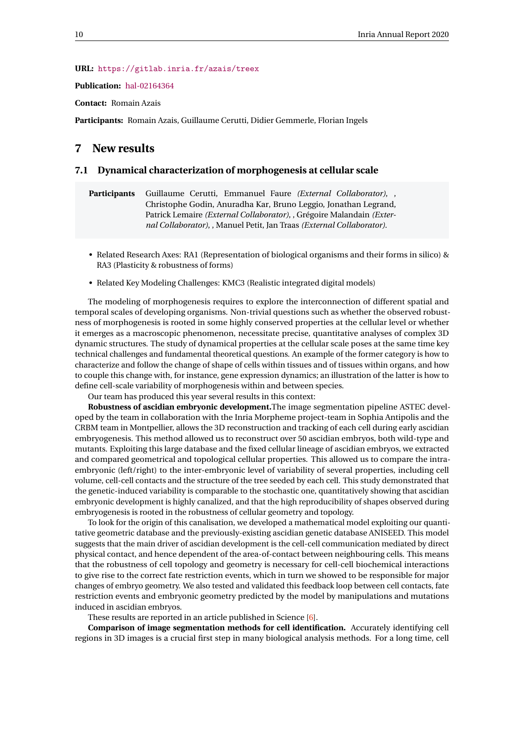**URL:** https://gitlab.inria.fr/azais/treex

**Publication:** hal-02164364

**Contact:** Romain Azais

**Participants:** Romain Azais, Guillaume Cerutti, Didier Gemmerle, Florian Ingels

# 7 New results

## 7.1 Dynamical characterization of morphogenesis at cellular scale

**Participants** Guillaume Cerutti, Emmanuel Faure *(External Collaborator)*, , Christophe Godin, Anuradha Kar, Bruno Leggio, Jonathan Legrand, Patrick Lemaire *(External Collaborator)*, , Grégoire Malandain *(External Collaborator)*, , Manuel Petit, Jan Traas *(External Collaborator)*.

- Related Research Axes: RA1 (Representation of biological organisms and their forms in silico) & RA3 (Plasticity & robustness of forms)
- Related Key Modeling Challenges: KMC3 (Realistic integrated digital models)

The modeling of morphogenesis requires to explore the interconnection of different spatial and temporal scales of developing organisms. Non-trivial questions such as whether the observed robustness of morphogenesis is rooted in some highly conserved properties at the cellular level or whether it emerges as a macroscopic phenomenon, necessitate precise, quantitative analyses of complex 3D dynamic structures. The study of dynamical properties at the cellular scale poses at the same time key technical challenges and fundamental theoretical questions. An example of the former category is how to characterize and follow the change of shape of cells within tissues and of tissues within organs, and how to couple this change with, for instance, gene expression dynamics; an illustration of the latter is how to define cell-scale variability of morphogenesis within and between species.

Our team has produced this year several results in this context:

**Robustness of ascidian embryonic development.**The image segmentation pipeline ASTEC developed by the team in collaboration with the Inria Morpheme project-team in Sophia Antipolis and the CRBM team in Montpellier, allows the 3D reconstruction and tracking of each cell during early ascidian embryogenesis. This method allowed us to reconstruct over 50 ascidian embryos, both wild-type and mutants. Exploiting this large database and the fixed cellular lineage of ascidian embryos, we extracted and compared geometrical and topological cellular properties. This allowed us to compare the intra-embryonic (left/right) to the inter-embryonic level of variability of several properties, including cell volume, cell-cell contacts and the structure of the tree seeded by each cell. This study demonstrated that the genetic-induced variability is comparable to the stochastic one, quantitatively showing that ascidian embryonic development is highly canalized, and that the high reproducibility of shapes observed during embryogenesis is rooted in the robustness of cellular geometry and topology.

To look for the origin of this canalisation, we developed a mathematical model exploiting our quantitative geometric database and the previously-existing ascidian genetic database ANISEED. This model suggests that the main driver of ascidian development is the cell-cell communication mediated by direct physical contact, and hence dependent of the area-of-contact between neighbouring cells. This means that the robustness of cell topology and geometry is necessary for cell-cell biochemical interactions to give rise to the correct fate restriction events, which in turn we showed to be responsible for major changes of embryo geometry. We also tested and validated this feedback loop between cell contacts, fate restriction events and embryonic geometry predicted by the model by manipulations and mutations induced in ascidian embryos.

These results are reported in an article published in Science [6].

**Comparison of image segmentation methods for cell identification.** Accurately identifying cell regions in 3D images is a crucial first step in many biological analysis methods. For a long time, cell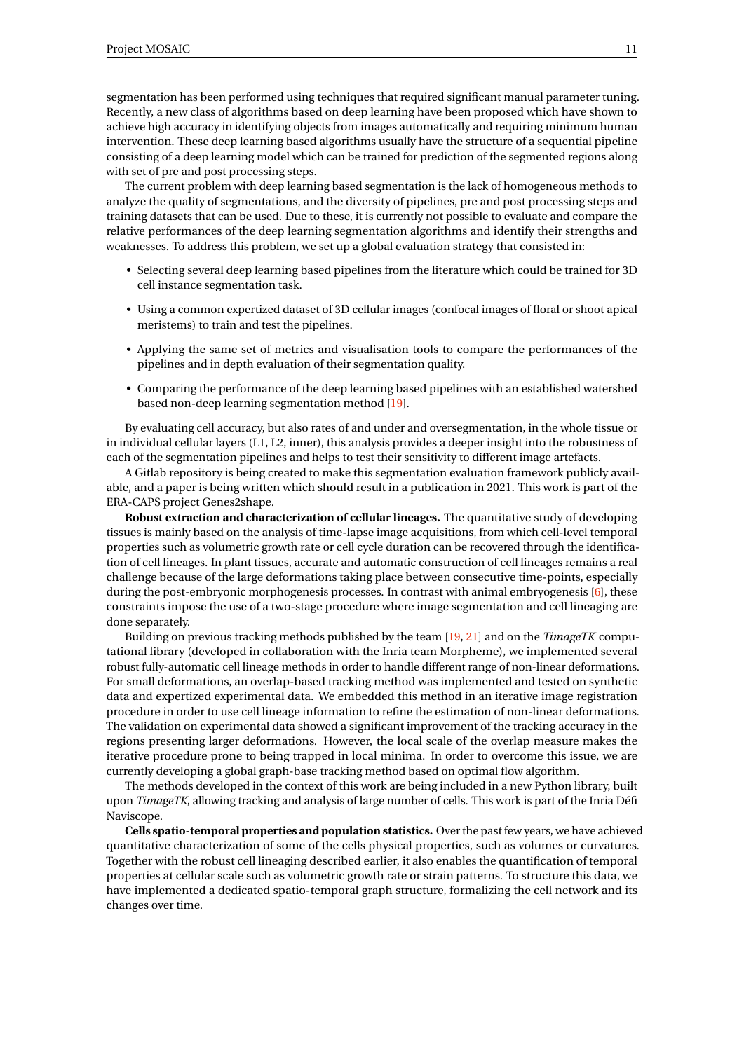segmentation has been performed using techniques that required significant manual parameter tuning. Recently, a new class of algorithms based on deep learning have been proposed which have shown to achieve high accuracy in identifying objects from images automatically and requiring minimum human intervention. These deep learning based algorithms usually have the structure of a sequential pipeline consisting of a deep learning model which can be trained for prediction of the segmented regions along with set of pre and post processing steps.

The current problem with deep learning based segmentation is the lack of homogeneous methods to analyze the quality of segmentations, and the diversity of pipelines, pre and post processing steps and training datasets that can be used. Due to these, it is currently not possible to evaluate and compare the relative performances of the deep learning segmentation algorithms and identify their strengths and weaknesses. To address this problem, we set up a global evaluation strategy that consisted in:

- Selecting several deep learning based pipelines from the literature which could be trained for 3D cell instance segmentation task.
- Using a common expertized dataset of 3D cellular images (confocal images of floral or shoot apical meristems) to train and test the pipelines.
- Applying the same set of metrics and visualisation tools to compare the performances of the pipelines and in depth evaluation of their segmentation quality.
- Comparing the performance of the deep learning based pipelines with an established watershed based non-deep learning segmentation method [19].

By evaluating cell accuracy, but also rates of and under and oversegmentation, in the whole tissue or in individual cellular layers (L1, L2, inner), this analysis provides a deeper insight into the robustness of each of the segmentation pipelines and helps to test their sensitivity to different image artefacts.

A Gitlab repository is being created to make this segmentation evaluation framework publicly available, and a paper is being written which should result in a publication in 2021. This work is part of the ERA-CAPS project Genes2shape.

**Robust extraction and characterization of cellular lineages.** The quantitative study of developing tissues is mainly based on the analysis of time-lapse image acquisitions, from which cell-level temporal properties such as volumetric growth rate or cell cycle duration can be recovered through the identification of cell lineages. In plant tissues, accurate and automatic construction of cell lineages remains a real challenge because of the large deformations taking place between consecutive time-points, especially during the post-embryonic morphogenesis processes. In contrast with animal embryogenesis [6], these constraints impose the use of a two-stage procedure where image segmentation and cell lineaging are done separately.

Building on previous tracking methods published by the team [19, 21] and on the *TimageTK* computational library (developed in collaboration with the Inria team Morpheme), we implemented several robust fully-automatic cell lineage methods in order to handle different range of non-linear deformations. For small deformations, an overlap-based tracking method was implemented and tested on synthetic data and expertized experimental data. We embedded this method in an iterative image registration procedure in order to use cell lineage information to refine the estimation of non-linear deformations. The validation on experimental data showed a significant improvement of the tracking accuracy in the regions presenting larger deformations. However, the local scale of the overlap measure makes the iterative procedure prone to being trapped in local minima. In order to overcome this issue, we are currently developing a global graph-base tracking method based on optimal flow algorithm.

The methods developed in the context of this work are being included in a new Python library, built upon *TimageTK*, allowing tracking and analysis of large number of cells. This work is part of the Inria Défi Naviscope.

**Cells spatio-temporal properties and population statistics.** Over the past few years, we have achieved quantitative characterization of some of the cells physical properties, such as volumes or curvatures. Together with the robust cell lineaging described earlier, it also enables the quantification of temporal properties at cellular scale such as volumetric growth rate or strain patterns. To structure this data, we have implemented a dedicated spatio-temporal graph structure, formalizing the cell network and its changes over time.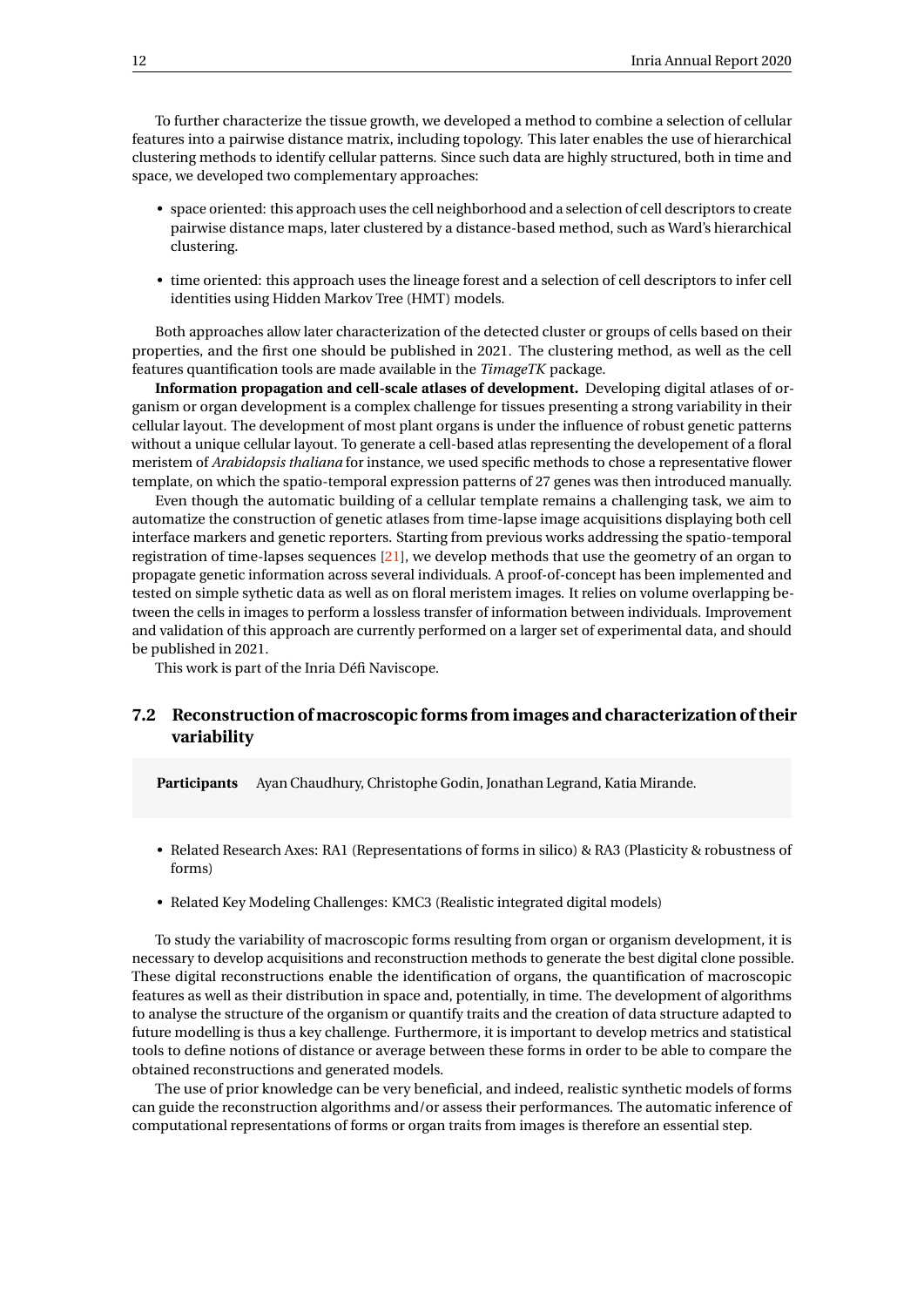To further characterize the tissue growth, we developed a method to combine a selection of cellular features into a pairwise distance matrix, including topology. This later enables the use of hierarchical clustering methods to identify cellular patterns. Since such data are highly structured, both in time and space, we developed two complementary approaches:

- space oriented: this approach uses the cell neighborhood and a selection of cell descriptors to create pairwise distance maps, later clustered by a distance-based method, such as Ward's hierarchical clustering.
- time oriented: this approach uses the lineage forest and a selection of cell descriptors to infer cell identities using Hidden Markov Tree (HMT) models.

Both approaches allow later characterization of the detected cluster or groups of cells based on their properties, and the first one should be published in 2021. The clustering method, as well as the cell features quantification tools are made available in the *TimageTK* package.

**Information propagation and cell-scale atlases of development.** Developing digital atlases of organism or organ development is a complex challenge for tissues presenting a strong variability in their cellular layout. The development of most plant organs is under the influence of robust genetic patterns without a unique cellular layout. To generate a cell-based atlas representing the developement of a floral meristem of *Arabidopsis thaliana* for instance, we used specific methods to chose a representative flower template, on which the spatio-temporal expression patterns of 27 genes was then introduced manually.

Even though the automatic building of a cellular template remains a challenging task, we aim to automatize the construction of genetic atlases from time-lapse image acquisitions displaying both cell interface markers and genetic reporters. Starting from previous works addressing the spatio-temporal registration of time-lapses sequences [21], we develop methods that use the geometry of an organ to propagate genetic information across several individuals. A proof-of-concept has been implemented and tested on simple sythetic data as well as on floral meristem images. It relies on volume overlapping between the cells in images to perform a lossless transfer of information between individuals. Improvement and validation of this approach are currently performed on a larger set of experimental data, and should be published in 2021.

This work is part of the Inria Défi Naviscope.

### 7.2 Reconstruction of macroscopic forms from images and characterization of their variability

**Participants** Ayan Chaudhury, Christophe Godin, Jonathan Legrand, Katia Mirande.

- Related Research Axes: RA1 (Representations of forms in silico) & RA3 (Plasticity & robustness of forms)
- Related Key Modeling Challenges: KMC3 (Realistic integrated digital models)

To study the variability of macroscopic forms resulting from organ or organism development, it is necessary to develop acquisitions and reconstruction methods to generate the best digital clone possible. These digital reconstructions enable the identification of organs, the quantification of macroscopic features as well as their distribution in space and, potentially, in time. The development of algorithms to analyse the structure of the organism or quantify traits and the creation of data structure adapted to future modelling is thus a key challenge. Furthermore, it is important to develop metrics and statistical tools to define notions of distance or average between these forms in order to be able to compare the obtained reconstructions and generated models.

The use of prior knowledge can be very beneficial, and indeed, realistic synthetic models of forms can guide the reconstruction algorithms and/or assess their performances. The automatic inference of computational representations of forms or organ traits from images is therefore an essential step.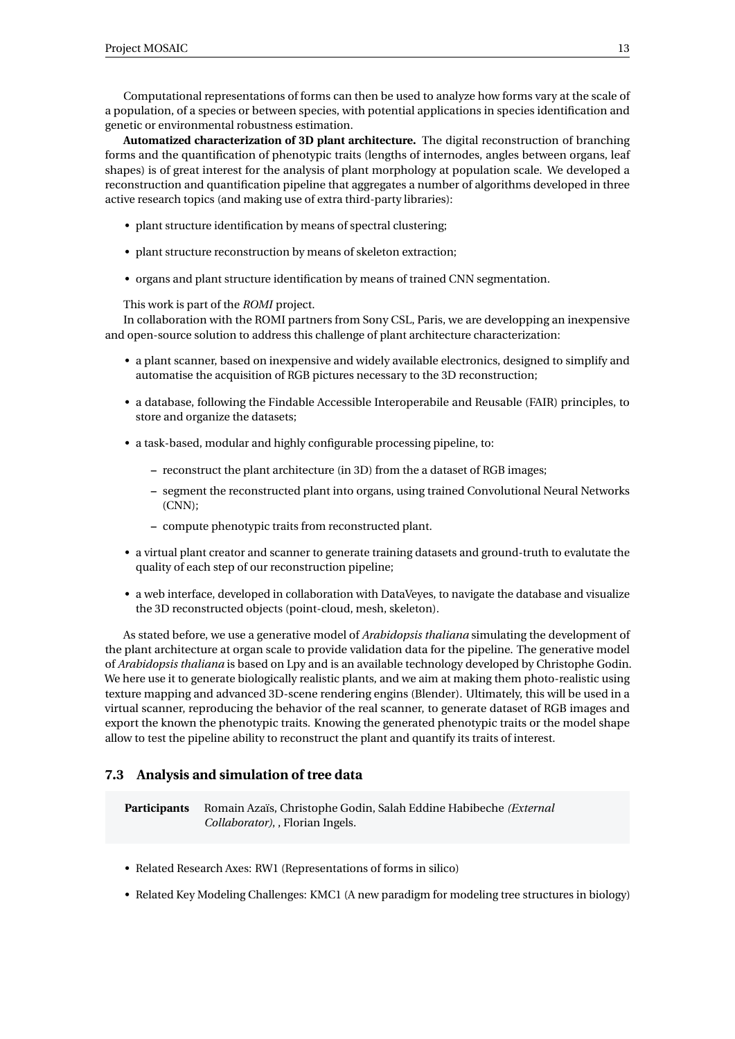Computational representations of forms can then be used to analyze how forms vary at the scale of a population, of a species or between species, with potential applications in species identification and genetic or environmental robustness estimation.

**Automatized characterization of 3D plant architecture.** The digital reconstruction of branching forms and the quantification of phenotypic traits (lengths of internodes, angles between organs, leaf shapes) is of great interest for the analysis of plant morphology at population scale. We developed a reconstruction and quantification pipeline that aggregates a number of algorithms developed in three active research topics (and making use of extra third-party libraries):

- plant structure identification by means of spectral clustering;
- plant structure reconstruction by means of skeleton extraction;
- organs and plant structure identification by means of trained CNN segmentation.

This work is part of the *ROMI* project.

In collaboration with the ROMI partners from Sony CSL, Paris, we are developping an inexpensive and open-source solution to address this challenge of plant architecture characterization:

- a plant scanner, based on inexpensive and widely available electronics, designed to simplify and automatise the acquisition of RGB pictures necessary to the 3D reconstruction;
- a database, following the Findable Accessible Interoperabile and Reusable (FAIR) principles, to store and organize the datasets;
- a task-based, modular and highly configurable processing pipeline, to:
  - reconstruct the plant architecture (in 3D) from the a dataset of RGB images;
  - segment the reconstructed plant into organs, using trained Convolutional Neural Networks (CNN);
  - compute phenotypic traits from reconstructed plant.
- a virtual plant creator and scanner to generate training datasets and ground-truth to evalutate the quality of each step of our reconstruction pipeline;
- a web interface, developed in collaboration with DataVeyes, to navigate the database and visualize the 3D reconstructed objects (point-cloud, mesh, skeleton).

As stated before, we use a generative model of *Arabidopsis thaliana* simulating the development of the plant architecture at organ scale to provide validation data for the pipeline. The generative model of *Arabidopsis thaliana* is based on Lpy and is an available technology developed by Christophe Godin. We here use it to generate biologically realistic plants, and we aim at making them photo-realistic using texture mapping and advanced 3D-scene rendering engins (Blender). Ultimately, this will be used in a virtual scanner, reproducing the behavior of the real scanner, to generate dataset of RGB images and export the known the phenotypic traits. Knowing the generated phenotypic traits or the model shape allow to test the pipeline ability to reconstruct the plant and quantify its traits of interest.

### 7.3 Analysis and simulation of tree data

**Participants** Romain Azaïs, Christophe Godin, Salah Eddine Habibeche *(External Collaborator)*, , Florian Ingels.

- Related Research Axes: RW1 (Representations of forms in silico)
- Related Key Modeling Challenges: KMC1 (A new paradigm for modeling tree structures in biology)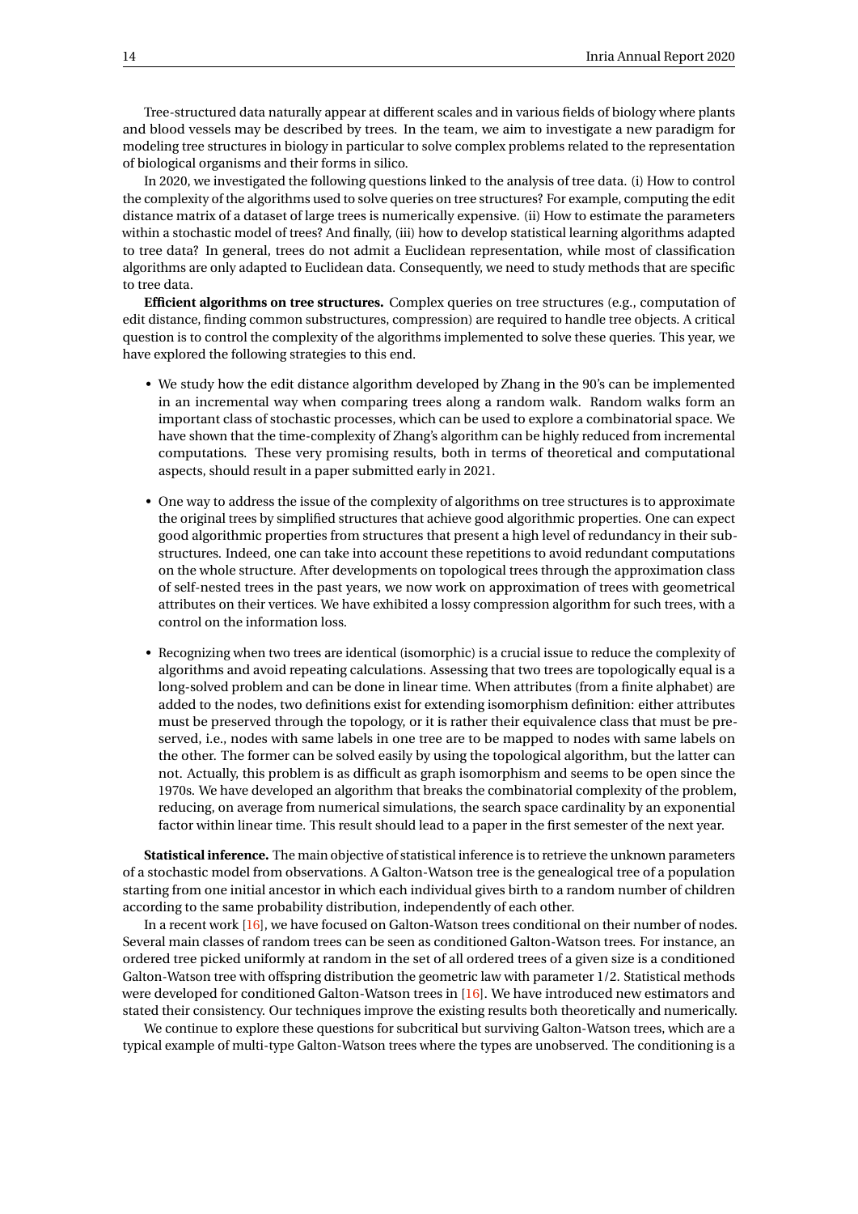Tree-structured data naturally appear at different scales and in various fields of biology where plants and blood vessels may be described by trees. In the team, we aim to investigate a new paradigm for modeling tree structures in biology in particular to solve complex problems related to the representation of biological organisms and their forms in silico.

In 2020, we investigated the following questions linked to the analysis of tree data. (i) How to control the complexity of the algorithms used to solve queries on tree structures? For example, computing the edit distance matrix of a dataset of large trees is numerically expensive. (ii) How to estimate the parameters within a stochastic model of trees? And finally, (iii) how to develop statistical learning algorithms adapted to tree data? In general, trees do not admit a Euclidean representation, while most of classification algorithms are only adapted to Euclidean data. Consequently, we need to study methods that are specific to tree data.

**Efficient algorithms on tree structures.** Complex queries on tree structures (e.g., computation of edit distance, finding common substructures, compression) are required to handle tree objects. A critical question is to control the complexity of the algorithms implemented to solve these queries. This year, we have explored the following strategies to this end.

- We study how the edit distance algorithm developed by Zhang in the 90's can be implemented in an incremental way when comparing trees along a random walk. Random walks form an important class of stochastic processes, which can be used to explore a combinatorial space. We have shown that the time-complexity of Zhang's algorithm can be highly reduced from incremental computations. These very promising results, both in terms of theoretical and computational aspects, should result in a paper submitted early in 2021.

- One way to address the issue of the complexity of algorithms on tree structures is to approximate the original trees by simplified structures that achieve good algorithmic properties. One can expect good algorithmic properties from structures that present a high level of redundancy in their substructures. Indeed, one can take into account these repetitions to avoid redundant computations on the whole structure. After developments on topological trees through the approximation class of self-nested trees in the past years, we now work on approximation of trees with geometrical attributes on their vertices. We have exhibited a lossy compression algorithm for such trees, with a control on the information loss.

- Recognizing when two trees are identical (isomorphic) is a crucial issue to reduce the complexity of algorithms and avoid repeating calculations. Assessing that two trees are topologically equal is a long-solved problem and can be done in linear time. When attributes (from a finite alphabet) are added to the nodes, two definitions exist for extending isomorphism definition: either attributes must be preserved through the topology, or it is rather their equivalence class that must be preserved, i.e., nodes with same labels in one tree are to be mapped to nodes with same labels on the other. The former can be solved easily by using the topological algorithm, but the latter can not. Actually, this problem is as difficult as graph isomorphism and seems to be open since the 1970s. We have developed an algorithm that breaks the combinatorial complexity of the problem, reducing, on average from numerical simulations, the search space cardinality by an exponential factor within linear time. This result should lead to a paper in the first semester of the next year.

**Statistical inference.** The main objective of statistical inference is to retrieve the unknown parameters of a stochastic model from observations. A Galton-Watson tree is the genealogical tree of a population starting from one initial ancestor in which each individual gives birth to a random number of children according to the same probability distribution, independently of each other.

In a recent work [16], we have focused on Galton-Watson trees conditional on their number of nodes. Several main classes of random trees can be seen as conditioned Galton-Watson trees. For instance, an ordered tree picked uniformly at random in the set of all ordered trees of a given size is a conditioned Galton-Watson tree with offspring distribution the geometric law with parameter $1/2$. Statistical methods were developed for conditioned Galton-Watson trees in [16]. We have introduced new estimators and stated their consistency. Our techniques improve the existing results both theoretically and numerically.

We continue to explore these questions for subcritical but surviving Galton-Watson trees, which are a typical example of multi-type Galton-Watson trees where the types are unobserved. The conditioning is a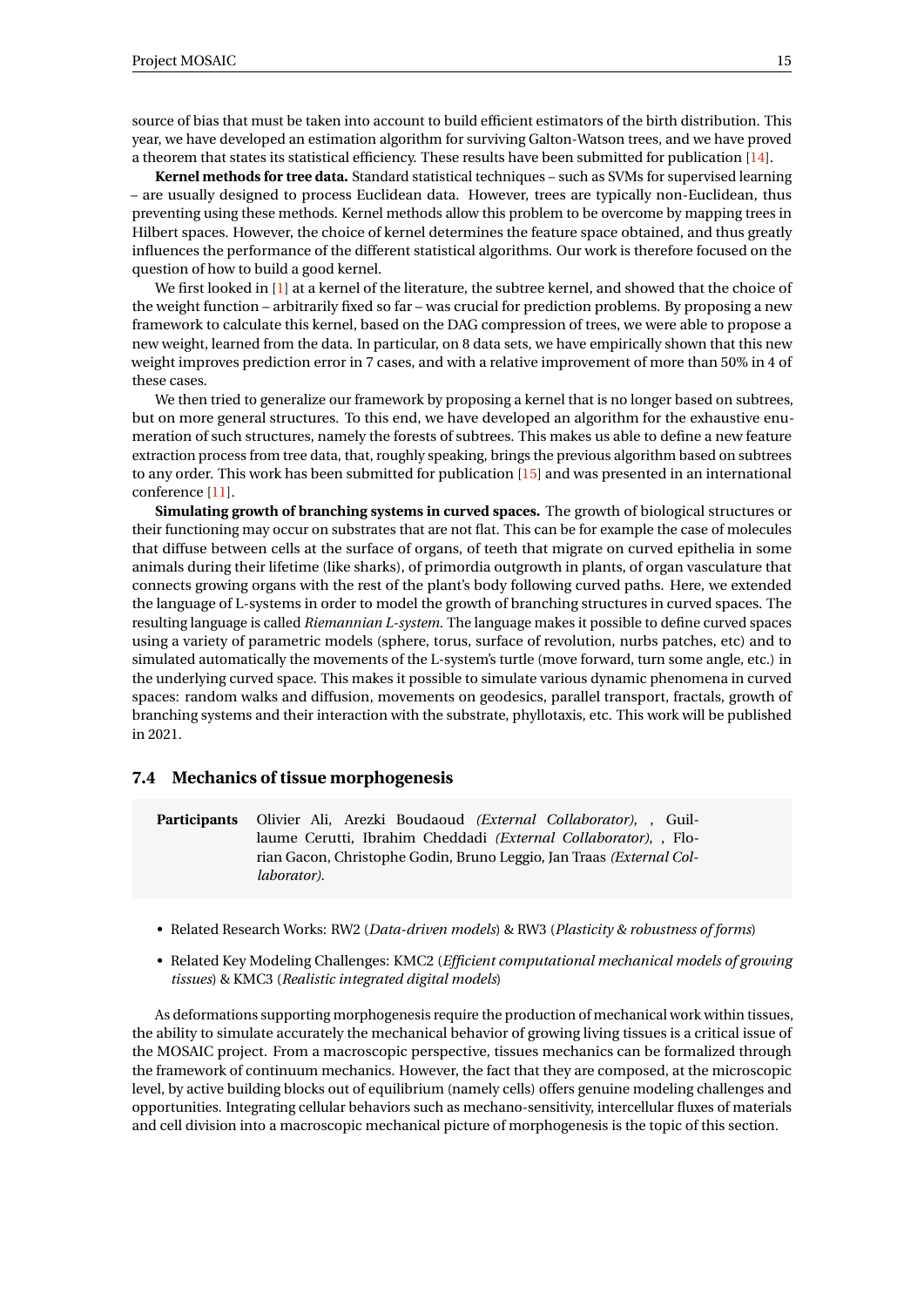source of bias that must be taken into account to build efficient estimators of the birth distribution. This year, we have developed an estimation algorithm for surviving Galton-Watson trees, and we have proved a theorem that states its statistical efficiency. These results have been submitted for publication [14].

**Kernel methods for tree data.** Standard statistical techniques – such as SVMs for supervised learning – are usually designed to process Euclidean data. However, trees are typically non-Euclidean, thus preventing using these methods. Kernel methods allow this problem to be overcome by mapping trees in Hilbert spaces. However, the choice of kernel determines the feature space obtained, and thus greatly influences the performance of the different statistical algorithms. Our work is therefore focused on the question of how to build a good kernel.

We first looked in [1] at a kernel of the literature, the subtree kernel, and showed that the choice of the weight function – arbitrarily fixed so far – was crucial for prediction problems. By proposing a new framework to calculate this kernel, based on the DAG compression of trees, we were able to propose a new weight, learned from the data. In particular, on 8 data sets, we have empirically shown that this new weight improves prediction error in 7 cases, and with a relative improvement of more than 50% in 4 of these cases.

We then tried to generalize our framework by proposing a kernel that is no longer based on subtrees, but on more general structures. To this end, we have developed an algorithm for the exhaustive enumeration of such structures, namely the forests of subtrees. This makes us able to define a new feature extraction process from tree data, that, roughly speaking, brings the previous algorithm based on subtrees to any order. This work has been submitted for publication [15] and was presented in an international conference [11].

**Simulating growth of branching systems in curved spaces.** The growth of biological structures or their functioning may occur on substrates that are not flat. This can be for example the case of molecules that diffuse between cells at the surface of organs, of teeth that migrate on curved epithelia in some animals during their lifetime (like sharks), of primordia outgrowth in plants, of organ vasculature that connects growing organs with the rest of the plant's body following curved paths. Here, we extended the language of L-systems in order to model the growth of branching structures in curved spaces. The resulting language is called *Riemannian L-system*. The language makes it possible to define curved spaces using a variety of parametric models (sphere, torus, surface of revolution, nurbs patches, etc) and to simulated automatically the movements of the L-system's turtle (move forward, turn some angle, etc.) in the underlying curved space. This makes it possible to simulate various dynamic phenomena in curved spaces: random walks and diffusion, movements on geodesics, parallel transport, fractals, growth of branching systems and their interaction with the substrate, phyllotaxis, etc. This work will be published in 2021.

### 7.4 Mechanics of tissue morphogenesis

**Participants** Olivier Ali, Arezki Boudaoud *(External Collaborator)*, , Guillaume Cerutti, Ibrahim Cheddadi *(External Collaborator)*, , Florian Gacon, Christophe Godin, Bruno Leggio, Jan Traas *(External Collaborator)*.

- Related Research Works: RW2 (*Data-driven models*) & RW3 (*Plasticity & robustness of forms*)
- Related Key Modeling Challenges: KMC2 (*Efficient computational mechanical models of growing tissues*) & KMC3 (*Realistic integrated digital models*)

As deformations supporting morphogenesis require the production of mechanical work within tissues, the ability to simulate accurately the mechanical behavior of growing living tissues is a critical issue of the MOSAIC project. From a macroscopic perspective, tissues mechanics can be formalized through the framework of continuum mechanics. However, the fact that they are composed, at the microscopic level, by active building blocks out of equilibrium (namely cells) offers genuine modeling challenges and opportunities. Integrating cellular behaviors such as mechano-sensitivity, intercellular fluxes of materials and cell division into a macroscopic mechanical picture of morphogenesis is the topic of this section.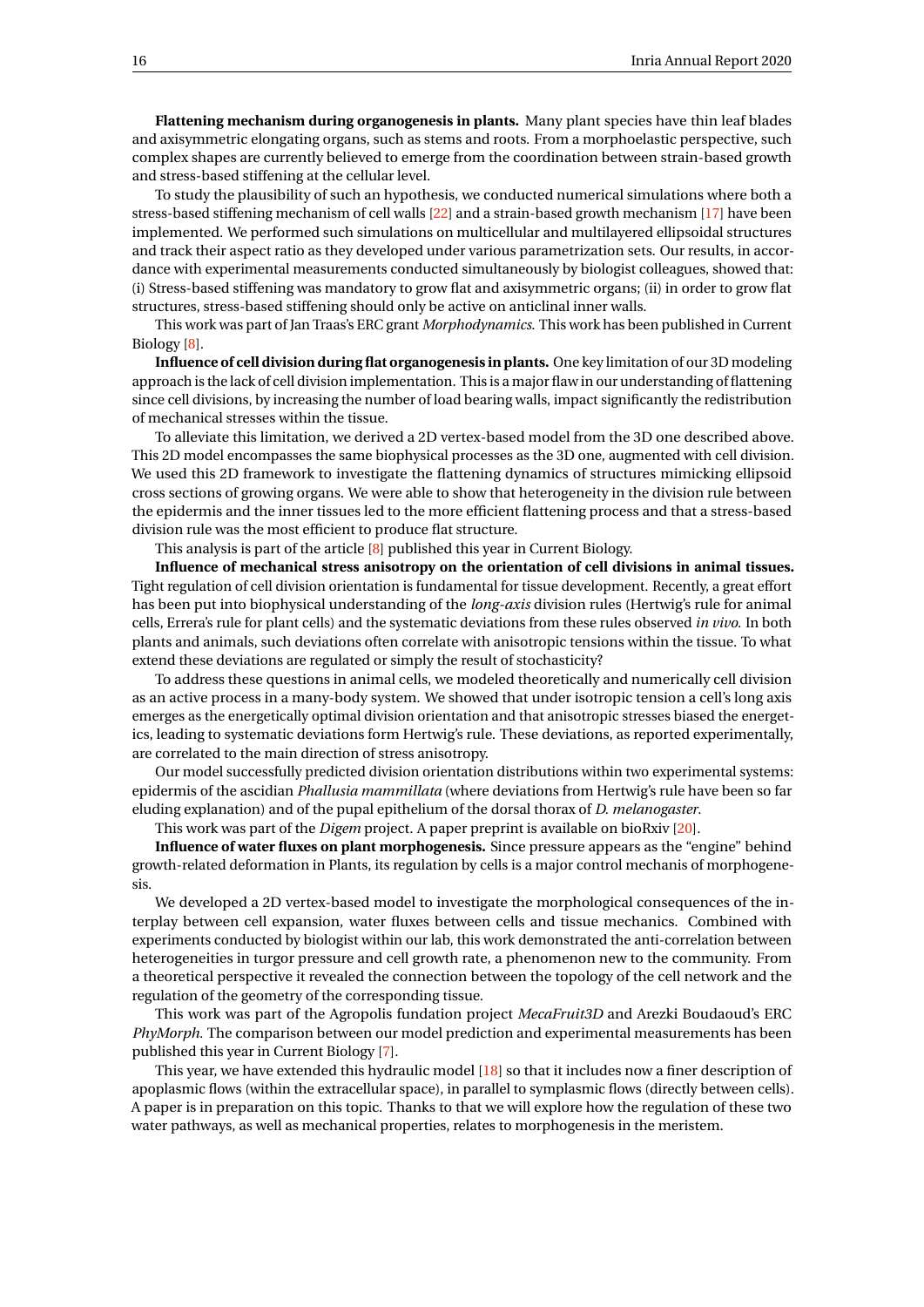**Flattening mechanism during organogenesis in plants.** Many plant species have thin leaf blades and axisymmetric elongating organs, such as stems and roots. From a morphoelastic perspective, such complex shapes are currently believed to emerge from the coordination between strain-based growth and stress-based stiffening at the cellular level.

To study the plausibility of such an hypothesis, we conducted numerical simulations where both a stress-based stiffening mechanism of cell walls [22] and a strain-based growth mechanism [17] have been implemented. We performed such simulations on multicellular and multilayered ellipsoidal structures and track their aspect ratio as they developed under various parametrization sets. Our results, in accordance with experimental measurements conducted simultaneously by biologist colleagues, showed that: (i) Stress-based stiffening was mandatory to grow flat and axisymmetric organs; (ii) in order to grow flat structures, stress-based stiffening should only be active on anticlinal inner walls.

This work was part of Jan Traas's ERC grant *Morphodynamics*. This work has been published in Current Biology [8].

**Influence of cell division during flat organogenesis in plants.** One key limitation of our 3D modeling approach is the lack of cell division implementation. This is a major flaw in our understanding of flattening since cell divisions, by increasing the number of load bearing walls, impact significantly the redistribution of mechanical stresses within the tissue.

To alleviate this limitation, we derived a 2D vertex-based model from the 3D one described above. This 2D model encompasses the same biophysical processes as the 3D one, augmented with cell division. We used this 2D framework to investigate the flattening dynamics of structures mimicking ellipsoid cross sections of growing organs. We were able to show that heterogeneity in the division rule between the epidermis and the inner tissues led to the more efficient flattening process and that a stress-based division rule was the most efficient to produce flat structure.

This analysis is part of the article [8] published this year in Current Biology.

**Influence of mechanical stress anisotropy on the orientation of cell divisions in animal tissues.** Tight regulation of cell division orientation is fundamental for tissue development. Recently, a great effort has been put into biophysical understanding of the *long-axis* division rules (Hertwig's rule for animal cells, Errera's rule for plant cells) and the systematic deviations from these rules observed *in vivo*. In both plants and animals, such deviations often correlate with anisotropic tensions within the tissue. To what extend these deviations are regulated or simply the result of stochasticity?

To address these questions in animal cells, we modeled theoretically and numerically cell division as an active process in a many-body system. We showed that under isotropic tension a cell's long axis emerges as the energetically optimal division orientation and that anisotropic stresses biased the energetics, leading to systematic deviations form Hertwig's rule. These deviations, as reported experimentally, are correlated to the main direction of stress anisotropy.

Our model successfully predicted division orientation distributions within two experimental systems: epidermis of the ascidian *Phallusia mammillata* (where deviations from Hertwig's rule have been so far eluding explanation) and of the pupal epithelium of the dorsal thorax of *D. melanogaster*.

This work was part of the *Digem* project. A paper preprint is available on bioRxiv [20].

**Influence of water fluxes on plant morphogenesis.** Since pressure appears as the "engine" behind growth-related deformation in Plants, its regulation by cells is a major control mechanis of morphogenesis.

We developed a 2D vertex-based model to investigate the morphological consequences of the interplay between cell expansion, water fluxes between cells and tissue mechanics. Combined with experiments conducted by biologist within our lab, this work demonstrated the anti-correlation between heterogeneities in turgor pressure and cell growth rate, a phenomenon new to the community. From a theoretical perspective it revealed the connection between the topology of the cell network and the regulation of the geometry of the corresponding tissue.

This work was part of the Agropolis fundation project *MecaFruit3D* and Arezki Boudaoud's ERC *PhyMorph*. The comparison between our model prediction and experimental measurements has been published this year in Current Biology [7].

This year, we have extended this hydraulic model [18] so that it includes now a finer description of apoplasmic flows (within the extracellular space), in parallel to symplasmic flows (directly between cells). A paper is in preparation on this topic. Thanks to that we will explore how the regulation of these two water pathways, as well as mechanical properties, relates to morphogenesis in the meristem.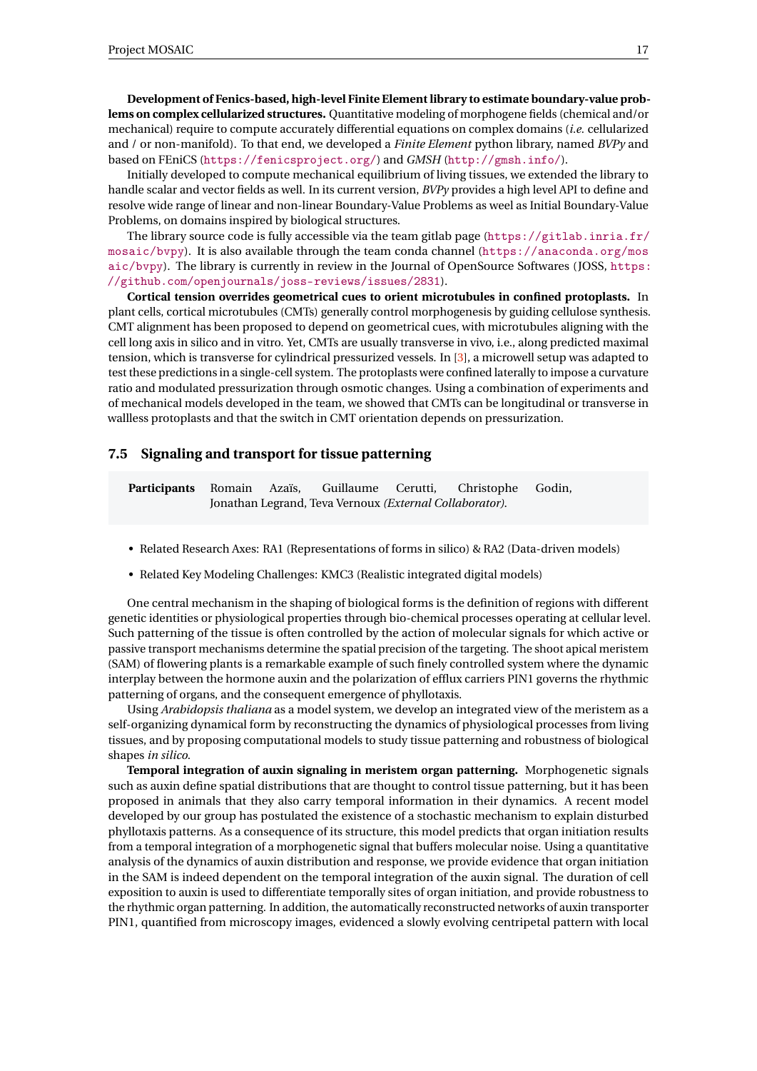**Development of Fenics-based, high-level Finite Element library to estimate boundary-value problems on complex cellularized structures.** Quantitative modeling of morphogene fields (chemical and/or mechanical) require to compute accurately differential equations on complex domains (*i.e.* cellularized and / or non-manifold). To that end, we developed a *Finite Element* python library, named *BVPy* and based on FEniCS (https://fenicsproject.org/) and *GMSH* (http://gmsh.info/).

Initially developed to compute mechanical equilibrium of living tissues, we extended the library to handle scalar and vector fields as well. In its current version, *BVPy* provides a high level API to define and resolve wide range of linear and non-linear Boundary-Value Problems as weel as Initial Boundary-Value Problems, on domains inspired by biological structures.

The library source code is fully accessible via the team gitlab page (https://gitlab.inria.fr/mosaic/bvpy). It is also available through the team conda channel (https://anaconda.org/mosaic/bvpy). The library is currently in review in the Journal of OpenSource Softwares (JOSS, https://github.com/openjournals/joss-reviews/issues/2831).

**Cortical tension overrides geometrical cues to orient microtubules in confined protoplasts.** In plant cells, cortical microtubules (CMTs) generally control morphogenesis by guiding cellulose synthesis. CMT alignment has been proposed to depend on geometrical cues, with microtubules aligning with the cell long axis in silico and in vitro. Yet, CMTs are usually transverse in vivo, i.e., along predicted maximal tension, which is transverse for cylindrical pressurized vessels. In [3], a microwell setup was adapted to test these predictions in a single-cell system. The protoplasts were confined laterally to impose a curvature ratio and modulated pressurization through osmotic changes. Using a combination of experiments and of mechanical models developed in the team, we showed that CMTs can be longitudinal or transverse in wallless protoplasts and that the switch in CMT orientation depends on pressurization.

### 7.5 Signaling and transport for tissue patterning

**Participants** Romain Azaïs, Guillaume Cerutti, Christophe Godin, Jonathan Legrand, Teva Vernoux *(External Collaborator)*.

- Related Research Axes: RA1 (Representations of forms in silico) & RA2 (Data-driven models)
- Related Key Modeling Challenges: KMC3 (Realistic integrated digital models)

One central mechanism in the shaping of biological forms is the definition of regions with different genetic identities or physiological properties through bio-chemical processes operating at cellular level. Such patterning of the tissue is often controlled by the action of molecular signals for which active or passive transport mechanisms determine the spatial precision of the targeting. The shoot apical meristem (SAM) of flowering plants is a remarkable example of such finely controlled system where the dynamic interplay between the hormone auxin and the polarization of efflux carriers PIN1 governs the rhythmic patterning of organs, and the consequent emergence of phyllotaxis.

Using *Arabidopsis thaliana* as a model system, we develop an integrated view of the meristem as a self-organizing dynamical form by reconstructing the dynamics of physiological processes from living tissues, and by proposing computational models to study tissue patterning and robustness of biological shapes *in silico*.

**Temporal integration of auxin signaling in meristem organ patterning.** Morphogenetic signals such as auxin define spatial distributions that are thought to control tissue patterning, but it has been proposed in animals that they also carry temporal information in their dynamics. A recent model developed by our group has postulated the existence of a stochastic mechanism to explain disturbed phyllotaxis patterns. As a consequence of its structure, this model predicts that organ initiation results from a temporal integration of a morphogenetic signal that buffers molecular noise. Using a quantitative analysis of the dynamics of auxin distribution and response, we provide evidence that organ initiation in the SAM is indeed dependent on the temporal integration of the auxin signal. The duration of cell exposition to auxin is used to differentiate temporally sites of organ initiation, and provide robustness to the rhythmic organ patterning. In addition, the automatically reconstructed networks of auxin transporter PIN1, quantified from microscopy images, evidenced a slowly evolving centripetal pattern with local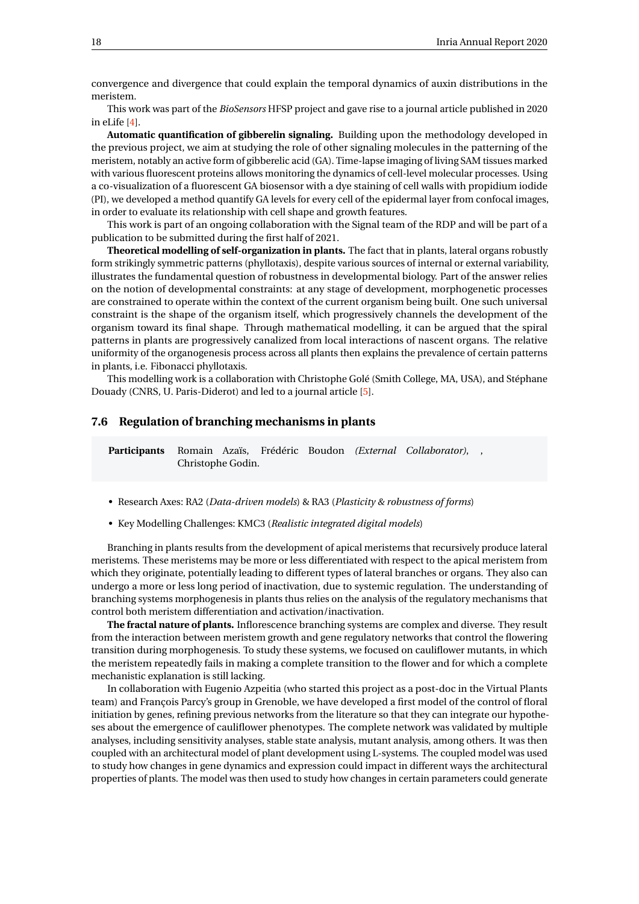convergence and divergence that could explain the temporal dynamics of auxin distributions in the meristem.

This work was part of the *BioSensors* HFSP project and gave rise to a journal article published in 2020 in eLife [4].

**Automatic quantification of gibberelin signaling.** Building upon the methodology developed in the previous project, we aim at studying the role of other signaling molecules in the patterning of the meristem, notably an active form of gibberelic acid (GA). Time-lapse imaging of living SAM tissues marked with various fluorescent proteins allows monitoring the dynamics of cell-level molecular processes. Using a co-visualization of a fluorescent GA biosensor with a dye staining of cell walls with propidium iodide (PI), we developed a method quantify GA levels for every cell of the epidermal layer from confocal images, in order to evaluate its relationship with cell shape and growth features.

This work is part of an ongoing collaboration with the Signal team of the RDP and will be part of a publication to be submitted during the first half of 2021.

**Theoretical modelling of self-organization in plants.** The fact that in plants, lateral organs robustly form strikingly symmetric patterns (phyllotaxis), despite various sources of internal or external variability, illustrates the fundamental question of robustness in developmental biology. Part of the answer relies on the notion of developmental constraints: at any stage of development, morphogenetic processes are constrained to operate within the context of the current organism being built. One such universal constraint is the shape of the organism itself, which progressively channels the development of the organism toward its final shape. Through mathematical modelling, it can be argued that the spiral patterns in plants are progressively canalized from local interactions of nascent organs. The relative uniformity of the organogenesis process across all plants then explains the prevalence of certain patterns in plants, i.e. Fibonacci phyllotaxis.

This modelling work is a collaboration with Christophe Golé (Smith College, MA, USA), and Stéphane Douady (CNRS, U. Paris-Diderot) and led to a journal article [5].

## 7.6 Regulation of branching mechanisms in plants

**Participants** Romain Azaïs, Frédéric Boudon *(External Collaborator)*, , Christophe Godin.

- Research Axes: RA2 (*Data-driven models*) & RA3 (*Plasticity & robustness of forms*)
- Key Modelling Challenges: KMC3 (*Realistic integrated digital models*)

Branching in plants results from the development of apical meristems that recursively produce lateral meristems. These meristems may be more or less differentiated with respect to the apical meristem from which they originate, potentially leading to different types of lateral branches or organs. They also can undergo a more or less long period of inactivation, due to systemic regulation. The understanding of branching systems morphogenesis in plants thus relies on the analysis of the regulatory mechanisms that control both meristem differentiation and activation/inactivation.

**The fractal nature of plants.** Inflorescence branching systems are complex and diverse. They result from the interaction between meristem growth and gene regulatory networks that control the flowering transition during morphogenesis. To study these systems, we focused on cauliflower mutants, in which the meristem repeatedly fails in making a complete transition to the flower and for which a complete mechanistic explanation is still lacking.

In collaboration with Eugenio Azpeitia (who started this project as a post-doc in the Virtual Plants team) and François Parcy's group in Grenoble, we have developed a first model of the control of floral initiation by genes, refining previous networks from the literature so that they can integrate our hypotheses about the emergence of cauliflower phenotypes. The complete network was validated by multiple analyses, including sensitivity analyses, stable state analysis, mutant analysis, among others. It was then coupled with an architectural model of plant development using L-systems. The coupled model was used to study how changes in gene dynamics and expression could impact in different ways the architectural properties of plants. The model was then used to study how changes in certain parameters could generate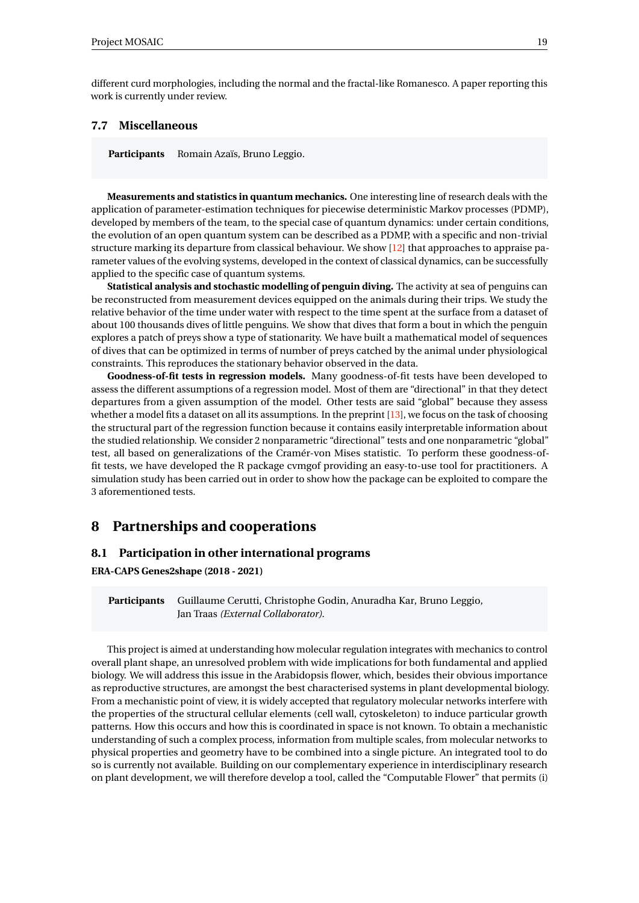different curd morphologies, including the normal and the fractal-like Romanesco. A paper reporting this work is currently under review.

### 7.7 Miscellaneous

**Participants** Romain Azaïs, Bruno Leggio.

**Measurements and statistics in quantum mechanics.** One interesting line of research deals with the application of parameter-estimation techniques for piecewise deterministic Markov processes (PDMP), developed by members of the team, to the special case of quantum dynamics: under certain conditions, the evolution of an open quantum system can be described as a PDMP, with a specific and non-trivial structure marking its departure from classical behaviour. We show [12] that approaches to appraise parameter values of the evolving systems, developed in the context of classical dynamics, can be successfully applied to the specific case of quantum systems.

**Statistical analysis and stochastic modelling of penguin diving.** The activity at sea of penguins can be reconstructed from measurement devices equipped on the animals during their trips. We study the relative behavior of the time under water with respect to the time spent at the surface from a dataset of about 100 thousands dives of little penguins. We show that dives that form a bout in which the penguin explores a patch of preys show a type of stationarity. We have built a mathematical model of sequences of dives that can be optimized in terms of number of preys catched by the animal under physiological constraints. This reproduces the stationary behavior observed in the data.

**Goodness-of-fit tests in regression models.** Many goodness-of-fit tests have been developed to assess the different assumptions of a regression model. Most of them are "directional" in that they detect departures from a given assumption of the model. Other tests are said "global" because they assess whether a model fits a dataset on all its assumptions. In the preprint [13], we focus on the task of choosing the structural part of the regression function because it contains easily interpretable information about the studied relationship. We consider 2 nonparametric "directional" tests and one nonparametric "global" test, all based on generalizations of the Cramér-von Mises statistic. To perform these goodness-of-fit tests, we have developed the R package cvmgof providing an easy-to-use tool for practitioners. A simulation study has been carried out in order to show how the package can be exploited to compare the 3 aforementioned tests.

## 8 Partnerships and cooperations

### 8.1 Participation in other international programs

**ERA-CAPS Genes2shape (2018 - 2021)**

**Participants** Guillaume Cerutti, Christophe Godin, Anuradha Kar, Bruno Leggio, Jan Traas *(External Collaborator)*.

This project is aimed at understanding how molecular regulation integrates with mechanics to control overall plant shape, an unresolved problem with wide implications for both fundamental and applied biology. We will address this issue in the Arabidopsis flower, which, besides their obvious importance as reproductive structures, are amongst the best characterised systems in plant developmental biology. From a mechanistic point of view, it is widely accepted that regulatory molecular networks interfere with the properties of the structural cellular elements (cell wall, cytoskeleton) to induce particular growth patterns. How this occurs and how this is coordinated in space is not known. To obtain a mechanistic understanding of such a complex process, information from multiple scales, from molecular networks to physical properties and geometry have to be combined into a single picture. An integrated tool to do so is currently not available. Building on our complementary experience in interdisciplinary research on plant development, we will therefore develop a tool, called the "Computable Flower" that permits (i)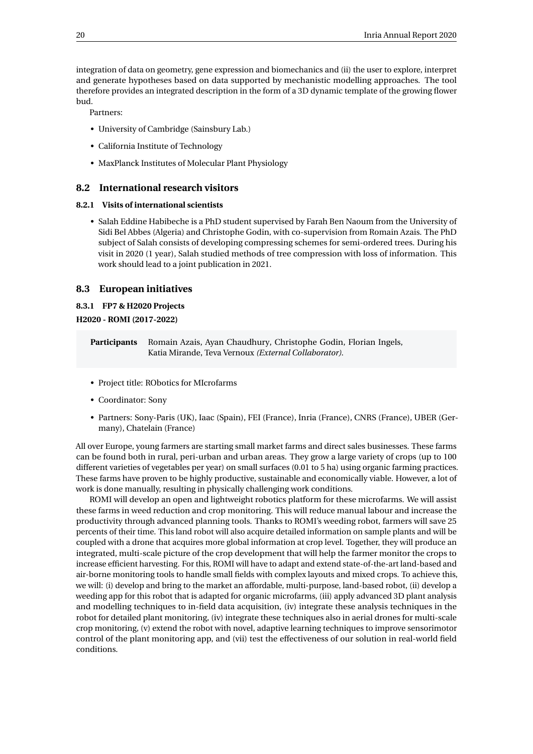integration of data on geometry, gene expression and biomechanics and (ii) the user to explore, interpret and generate hypotheses based on data supported by mechanistic modelling approaches. The tool therefore provides an integrated description in the form of a 3D dynamic template of the growing flower bud.

Partners:

- University of Cambridge (Sainsbury Lab.)
- California Institute of Technology
- MaxPlanck Institutes of Molecular Plant Physiology

## 8.2 International research visitors

### 8.2.1 Visits of international scientists

- Salah Eddine Habibeche is a PhD student supervised by Farah Ben Naoum from the University of Sidi Bel Abbes (Algeria) and Christophe Godin, with co-supervision from Romain Azais. The PhD subject of Salah consists of developing compressing schemes for semi-ordered trees. During his visit in 2020 (1 year), Salah studied methods of tree compression with loss of information. This work should lead to a joint publication in 2021.

## 8.3 European initiatives

### 8.3.1 FP7 & H2020 Projects

**H2020 - ROMI (2017-2022)**

**Participants** Romain Azais, Ayan Chaudhury, Christophe Godin, Florian Ingels, Katia Mirande, Teva Vernoux *(External Collaborator)*.

- Project title: RObotics for MIcrofarms
- Coordinator: Sony
- Partners: Sony-Paris (UK), Iaac (Spain), FEI (France), Inria (France), CNRS (France), UBER (Germany), Chatelain (France)

All over Europe, young farmers are starting small market farms and direct sales businesses. These farms can be found both in rural, peri-urban and urban areas. They grow a large variety of crops (up to 100 different varieties of vegetables per year) on small surfaces (0.01 to 5 ha) using organic farming practices. These farms have proven to be highly productive, sustainable and economically viable. However, a lot of work is done manually, resulting in physically challenging work conditions.

ROMI will develop an open and lightweight robotics platform for these microfarms. We will assist these farms in weed reduction and crop monitoring. This will reduce manual labour and increase the productivity through advanced planning tools. Thanks to ROMI's weeding robot, farmers will save 25 percents of their time. This land robot will also acquire detailed information on sample plants and will be coupled with a drone that acquires more global information at crop level. Together, they will produce an integrated, multi-scale picture of the crop development that will help the farmer monitor the crops to increase efficient harvesting. For this, ROMI will have to adapt and extend state-of-the-art land-based and air-borne monitoring tools to handle small fields with complex layouts and mixed crops. To achieve this, we will: (i) develop and bring to the market an affordable, multi-purpose, land-based robot, (ii) develop a weeding app for this robot that is adapted for organic microfarms, (iii) apply advanced 3D plant analysis and modelling techniques to in-field data acquisition, (iv) integrate these analysis techniques in the robot for detailed plant monitoring, (iv) integrate these techniques also in aerial drones for multi-scale crop monitoring, (v) extend the robot with novel, adaptive learning techniques to improve sensorimotor control of the plant monitoring app, and (vii) test the effectiveness of our solution in real-world field conditions.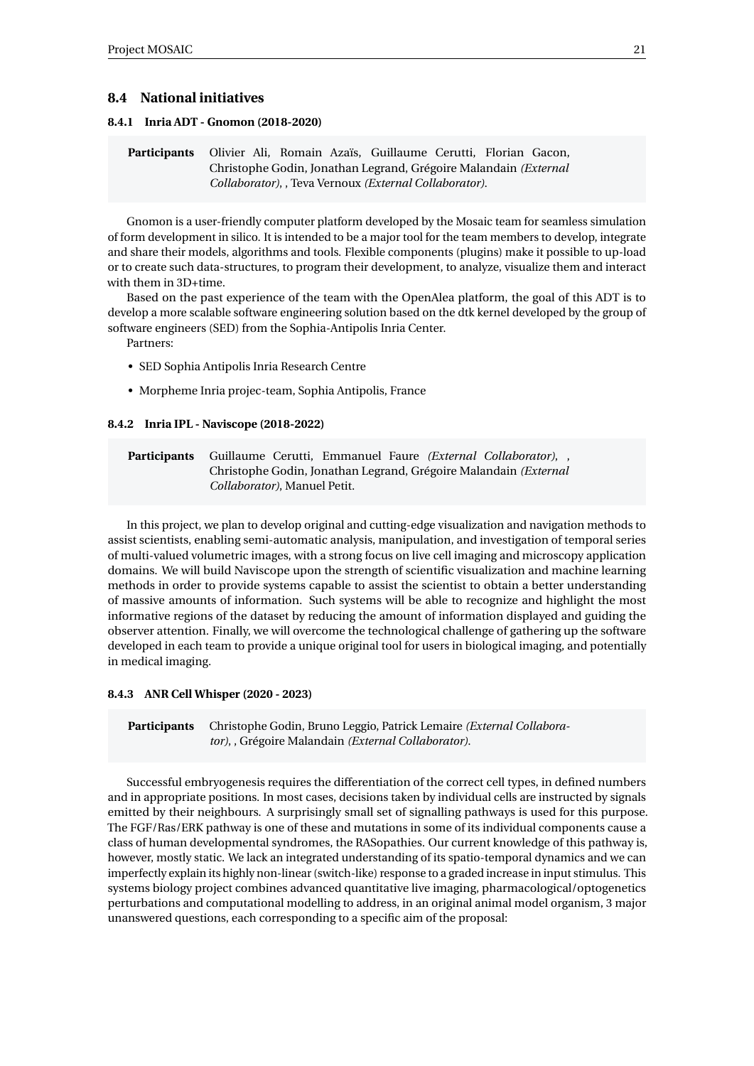## 8.4 National initiatives

### 8.4.1 Inria ADT - Gnomon (2018-2020)

**Participants** Olivier Ali, Romain Azaïs, Guillaume Cerutti, Florian Gacon, Christophe Godin, Jonathan Legrand, Grégoire Malandain *(External Collaborator)*, , Teva Vernoux *(External Collaborator)*.

Gnomon is a user-friendly computer platform developed by the Mosaic team for seamless simulation of form development in silico. It is intended to be a major tool for the team members to develop, integrate and share their models, algorithms and tools. Flexible components (plugins) make it possible to up-load or to create such data-structures, to program their development, to analyze, visualize them and interact with them in 3D+time.

Based on the past experience of the team with the OpenAlea platform, the goal of this ADT is to develop a more scalable software engineering solution based on the dtk kernel developed by the group of software engineers (SED) from the Sophia-Antipolis Inria Center.

Partners:

- SED Sophia Antipolis Inria Research Centre
- Morpheme Inria projec-team, Sophia Antipolis, France

### 8.4.2 Inria IPL - Naviscope (2018-2022)

**Participants** Guillaume Cerutti, Emmanuel Faure *(External Collaborator)*, , Christophe Godin, Jonathan Legrand, Grégoire Malandain *(External Collaborator)*, Manuel Petit.

In this project, we plan to develop original and cutting-edge visualization and navigation methods to assist scientists, enabling semi-automatic analysis, manipulation, and investigation of temporal series of multi-valued volumetric images, with a strong focus on live cell imaging and microscopy application domains. We will build Naviscope upon the strength of scientific visualization and machine learning methods in order to provide systems capable to assist the scientist to obtain a better understanding of massive amounts of information. Such systems will be able to recognize and highlight the most informative regions of the dataset by reducing the amount of information displayed and guiding the observer attention. Finally, we will overcome the technological challenge of gathering up the software developed in each team to provide a unique original tool for users in biological imaging, and potentially in medical imaging.

### 8.4.3 ANR Cell Whisper (2020 - 2023)

**Participants** Christophe Godin, Bruno Leggio, Patrick Lemaire *(External Collaborator)*, , Grégoire Malandain *(External Collaborator)*.

Successful embryogenesis requires the differentiation of the correct cell types, in defined numbers and in appropriate positions. In most cases, decisions taken by individual cells are instructed by signals emitted by their neighbours. A surprisingly small set of signalling pathways is used for this purpose. The FGF/Ras/ERK pathway is one of these and mutations in some of its individual components cause a class of human developmental syndromes, the RASopathies. Our current knowledge of this pathway is, however, mostly static. We lack an integrated understanding of its spatio-temporal dynamics and we can imperfectly explain its highly non-linear (switch-like) response to a graded increase in input stimulus. This systems biology project combines advanced quantitative live imaging, pharmacological/optogenetics perturbations and computational modelling to address, in an original animal model organism, 3 major unanswered questions, each corresponding to a specific aim of the proposal: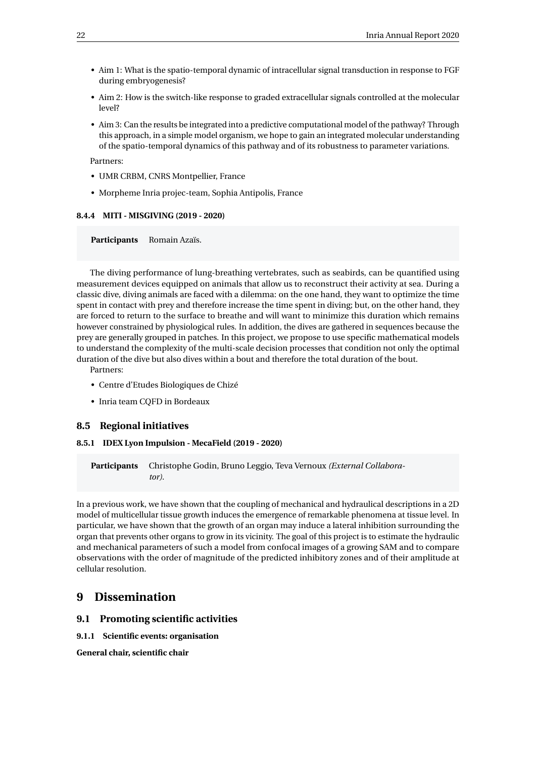- Aim 1: What is the spatio-temporal dynamic of intracellular signal transduction in response to FGF during embryogenesis?
- Aim 2: How is the switch-like response to graded extracellular signals controlled at the molecular level?
- Aim 3: Can the results be integrated into a predictive computational model of the pathway? Through this approach, in a simple model organism, we hope to gain an integrated molecular understanding of the spatio-temporal dynamics of this pathway and of its robustness to parameter variations.

Partners:

- UMR CRBM, CNRS Montpellier, France
- Morpheme Inria projec-team, Sophia Antipolis, France

#### 8.4.4 MITI - MISGIVING (2019 - 2020)

**Participants** Romain Azaïs.

The diving performance of lung-breathing vertebrates, such as seabirds, can be quantified using measurement devices equipped on animals that allow us to reconstruct their activity at sea. During a classic dive, diving animals are faced with a dilemma: on the one hand, they want to optimize the time spent in contact with prey and therefore increase the time spent in diving; but, on the other hand, they are forced to return to the surface to breathe and will want to minimize this duration which remains however constrained by physiological rules. In addition, the dives are gathered in sequences because the prey are generally grouped in patches. In this project, we propose to use specific mathematical models to understand the complexity of the multi-scale decision processes that condition not only the optimal duration of the dive but also dives within a bout and therefore the total duration of the bout.

Partners:

- Centre d'Etudes Biologiques de Chizé
- Inria team CQFD in Bordeaux

### 8.5 Regional initiatives

#### 8.5.1 IDEX Lyon Impulsion - MecaField (2019 - 2020)

**Participants** Christophe Godin, Bruno Leggio, Teva Vernoux *(External Collaborator)*.

In a previous work, we have shown that the coupling of mechanical and hydraulical descriptions in a 2D model of multicellular tissue growth induces the emergence of remarkable phenomena at tissue level. In particular, we have shown that the growth of an organ may induce a lateral inhibition surrounding the organ that prevents other organs to grow in its vicinity. The goal of this project is to estimate the hydraulic and mechanical parameters of such a model from confocal images of a growing SAM and to compare observations with the order of magnitude of the predicted inhibitory zones and of their amplitude at cellular resolution.

## 9 Dissemination

### 9.1 Promoting scientific activities

#### 9.1.1 Scientific events: organisation

**General chair, scientific chair**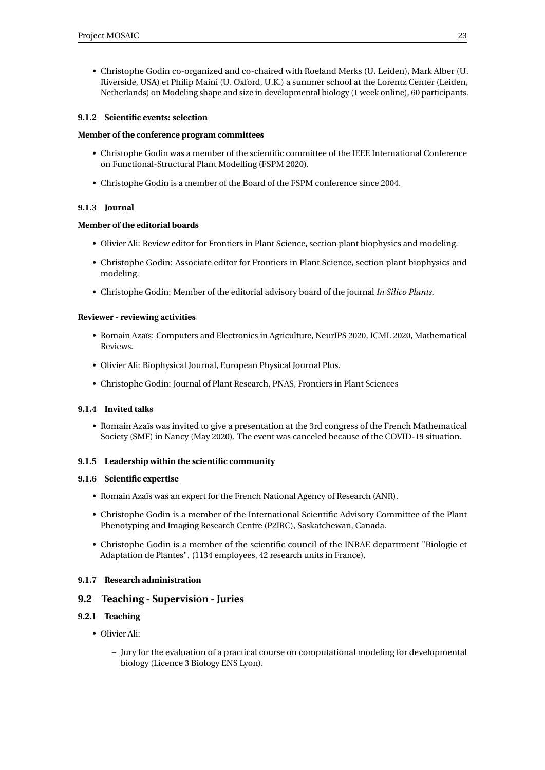- Christophe Godin co-organized and co-chaired with Roeland Merks (U. Leiden), Mark Alber (U. Riverside, USA) et Philip Maini (U. Oxford, U.K.) a summer school at the Lorentz Center (Leiden, Netherlands) on Modeling shape and size in developmental biology (1 week online), 60 participants.

#### 9.1.2 Scientific events: selection

**Member of the conference program committees**

- Christophe Godin was a member of the scientific committee of the IEEE International Conference on Functional-Structural Plant Modelling (FSPM 2020).
- Christophe Godin is a member of the Board of the FSPM conference since 2004.

#### 9.1.3 Journal

**Member of the editorial boards**

- Olivier Ali: Review editor for Frontiers in Plant Science, section plant biophysics and modeling.
- Christophe Godin: Associate editor for Frontiers in Plant Science, section plant biophysics and modeling.
- Christophe Godin: Member of the editorial advisory board of the journal *In Silico Plants*.

**Reviewer - reviewing activities**

- Romain Azaïs: Computers and Electronics in Agriculture, NeurIPS 2020, ICML 2020, Mathematical Reviews.
- Olivier Ali: Biophysical Journal, European Physical Journal Plus.
- Christophe Godin: Journal of Plant Research, PNAS, Frontiers in Plant Sciences

#### 9.1.4 Invited talks

- Romain Azaïs was invited to give a presentation at the 3rd congress of the French Mathematical Society (SMF) in Nancy (May 2020). The event was canceled because of the COVID-19 situation.

#### 9.1.5 Leadership within the scientific community

#### 9.1.6 Scientific expertise

- Romain Azaïs was an expert for the French National Agency of Research (ANR).
- Christophe Godin is a member of the International Scientific Advisory Committee of the Plant Phenotyping and Imaging Research Centre (P2IRC), Saskatchewan, Canada.
- Christophe Godin is a member of the scientific council of the INRAE department "Biologie et Adaptation de Plantes". (1134 employees, 42 research units in France).

#### 9.1.7 Research administration

### 9.2 Teaching - Supervision - Juries

#### 9.2.1 Teaching

- Olivier Ali:
  - Jury for the evaluation of a practical course on computational modeling for developmental biology (Licence 3 Biology ENS Lyon).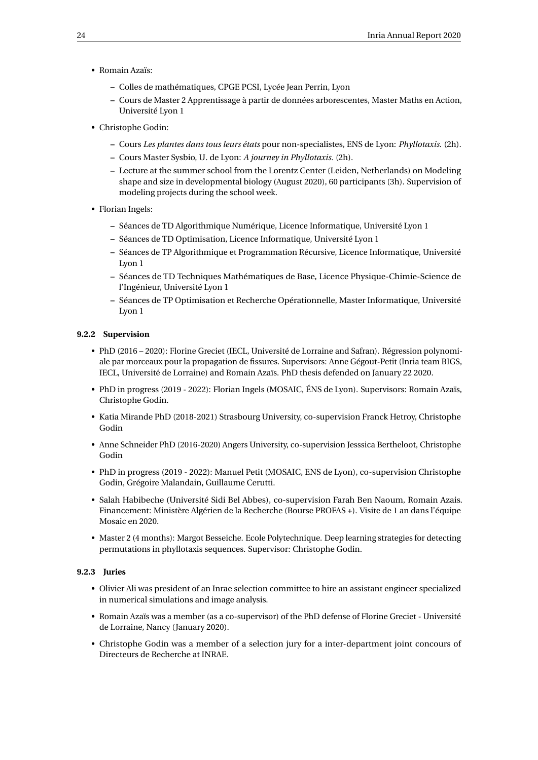- Romain Azaïs:
  - Colles de mathématiques, CPGE PCSI, Lycée Jean Perrin, Lyon
  - Cours de Master 2 Apprentissage à partir de données arborescentes, Master Maths en Action, Université Lyon 1
- Christophe Godin:
  - Cours *Les plantes dans tous leurs états* pour non-specialistes, ENS de Lyon: *Phyllotaxis.* (2h).
  - Cours Master Sysbio, U. de Lyon: *A journey in Phyllotaxis.* (2h).
  - Lecture at the summer school from the Lorentz Center (Leiden, Netherlands) on Modeling shape and size in developmental biology (August 2020), 60 participants (3h). Supervision of modeling projects during the school week.
- Florian Ingels:
  - Séances de TD Algorithmique Numérique, Licence Informatique, Université Lyon 1
  - Séances de TD Optimisation, Licence Informatique, Université Lyon 1
  - Séances de TP Algorithmique et Programmation Récursive, Licence Informatique, Université Lyon 1
  - Séances de TD Techniques Mathématiques de Base, Licence Physique-Chimie-Science de l'Ingénieur, Université Lyon 1
  - Séances de TP Optimisation et Recherche Opérationnelle, Master Informatique, Université Lyon 1

#### 9.2.2 Supervision

- PhD (2016 – 2020): Florine Greciet (IECL, Université de Lorraine and Safran). Régression polynomiale par morceaux pour la propagation de fissures. Supervisors: Anne Gégout-Petit (Inria team BIGS, IECL, Université de Lorraine) and Romain Azaïs. PhD thesis defended on January 22 2020.
- PhD in progress (2019 - 2022): Florian Ingels (MOSAIC, ÉNS de Lyon). Supervisors: Romain Azaïs, Christophe Godin.
- Katia Mirande PhD (2018-2021) Strasbourg University, co-supervision Franck Hetroy, Christophe Godin
- Anne Schneider PhD (2016-2020) Angers University, co-supervision Jesssica Bertheloot, Christophe Godin
- PhD in progress (2019 - 2022): Manuel Petit (MOSAIC, ENS de Lyon), co-supervision Christophe Godin, Grégoire Malandain, Guillaume Cerutti.
- Salah Habibeche (Université Sidi Bel Abbes), co-supervision Farah Ben Naoum, Romain Azais. Financement: Ministère Algérien de la Recherche (Bourse PROFAS +). Visite de 1 an dans l'équipe Mosaic en 2020.
- Master 2 (4 months): Margot Besseiche. Ecole Polytechnique. Deep learning strategies for detecting permutations in phyllotaxis sequences. Supervisor: Christophe Godin.

#### 9.2.3 Juries

- Olivier Ali was president of an Inrae selection committee to hire an assistant engineer specialized in numerical simulations and image analysis.
- Romain Azaïs was a member (as a co-supervisor) of the PhD defense of Florine Greciet - Université de Lorraine, Nancy (January 2020).
- Christophe Godin was a member of a selection jury for a inter-department joint concours of Directeurs de Recherche at INRAE.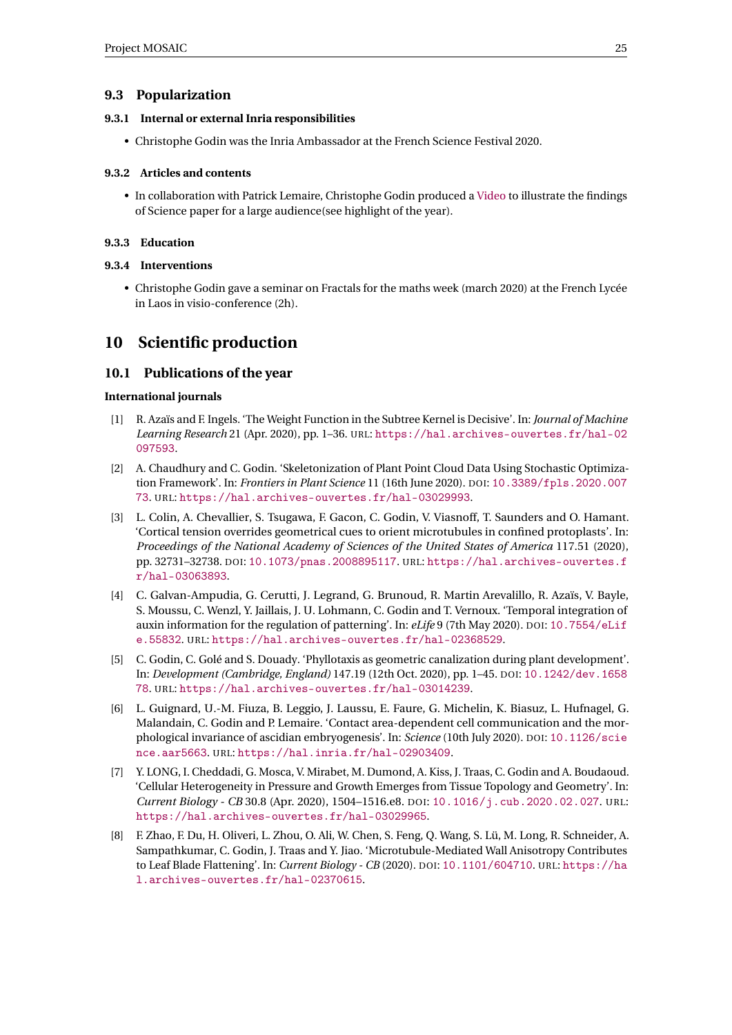### 9.3 Popularization

#### 9.3.1 Internal or external Inria responsibilities

- Christophe Godin was the Inria Ambassador at the French Science Festival 2020.

#### 9.3.2 Articles and contents

- In collaboration with Patrick Lemaire, Christophe Godin produced a Video to illustrate the findings of Science paper for a large audience(see highlight of the year).

#### 9.3.3 Education

#### 9.3.4 Interventions

- Christophe Godin gave a seminar on Fractals for the maths week (march 2020) at the French Lycée in Laos in visio-conference (2h).

## 10 Scientific production

### 10.1 Publications of the year

**International journals**

[1] R. Azaïs and F. Ingels. 'The Weight Function in the Subtree Kernel is Decisive'. In: *Journal of Machine Learning Research* 21 (Apr. 2020), pp. 1–36. URL: `https://hal.archives-ouvertes.fr/hal-02097593`.

[2] A. Chaudhury and C. Godin. 'Skeletonization of Plant Point Cloud Data Using Stochastic Optimization Framework'. In: *Frontiers in Plant Science* 11 (16th June 2020). DOI: `10.3389/fpls.2020.00773`. URL: `https://hal.archives-ouvertes.fr/hal-03029993`.

[3] L. Colin, A. Chevallier, S. Tsugawa, F. Gacon, C. Godin, V. Viasnoff, T. Saunders and O. Hamant. 'Cortical tension overrides geometrical cues to orient microtubules in confined protoplasts'. In: *Proceedings of the National Academy of Sciences of the United States of America* 117.51 (2020), pp. 32731–32738. DOI: `10.1073/pnas.2008895117`. URL: `https://hal.archives-ouvertes.fr/hal-03063893`.

[4] C. Galvan-Ampudia, G. Cerutti, J. Legrand, G. Brunoud, R. Martin Arevalillo, R. Azaïs, V. Bayle, S. Moussu, C. Wenzl, Y. Jaillais, J. U. Lohmann, C. Godin and T. Vernoux. 'Temporal integration of auxin information for the regulation of patterning'. In: *eLife* 9 (7th May 2020). DOI: `10.7554/eLife.55832`. URL: `https://hal.archives-ouvertes.fr/hal-02368529`.

[5] C. Godin, C. Golé and S. Douady. 'Phyllotaxis as geometric canalization during plant development'. In: *Development (Cambridge, England)* 147.19 (12th Oct. 2020), pp. 1–45. DOI: `10.1242/dev.165878`. URL: `https://hal.archives-ouvertes.fr/hal-03014239`.

[6] L. Guignard, U.-M. Fiuza, B. Leggio, J. Laussu, E. Faure, G. Michelin, K. Biasuz, L. Hufnagel, G. Malandain, C. Godin and P. Lemaire. 'Contact area-dependent cell communication and the morphological invariance of ascidian embryogenesis'. In: *Science* (10th July 2020). DOI: `10.1126/science.aar5663`. URL: `https://hal.inria.fr/hal-02903409`.

[7] Y. LONG, I. Cheddadi, G. Mosca, V. Mirabet, M. Dumond, A. Kiss, J. Traas, C. Godin and A. Boudaoud. 'Cellular Heterogeneity in Pressure and Growth Emerges from Tissue Topology and Geometry'. In: *Current Biology - CB* 30.8 (Apr. 2020), 1504–1516.e8. DOI: `10.1016/j.cub.2020.02.027`. URL: `https://hal.archives-ouvertes.fr/hal-03029965`.

[8] F. Zhao, F. Du, H. Oliveri, L. Zhou, O. Ali, W. Chen, S. Feng, Q. Wang, S. Lü, M. Long, R. Schneider, A. Sampathkumar, C. Godin, J. Traas and Y. Jiao. 'Microtubule-Mediated Wall Anisotropy Contributes to Leaf Blade Flattening'. In: *Current Biology - CB* (2020). DOI: `10.1101/604710`. URL: `https://hal.archives-ouvertes.fr/hal-02370615`.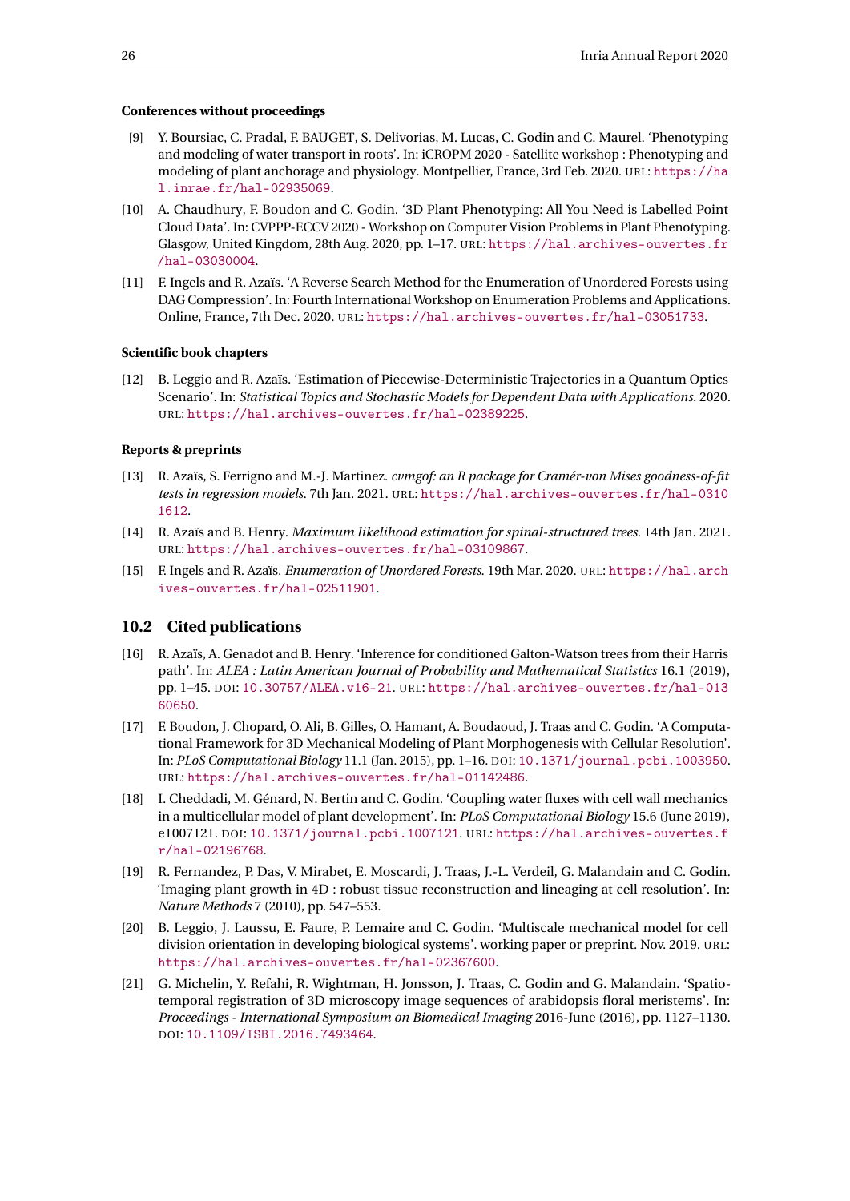#### Conferences without proceedings

[9] Y. Boursiac, C. Pradal, F. BAUGET, S. Delivorias, M. Lucas, C. Godin and C. Maurel. 'Phenotyping and modeling of water transport in roots'. In: iCROPM 2020 - Satellite workshop : Phenotyping and modeling of plant anchorage and physiology. Montpellier, France, 3rd Feb. 2020. URL: https://hal.inrae.fr/hal-02935069.

[10] A. Chaudhury, F. Boudon and C. Godin. '3D Plant Phenotyping: All You Need is Labelled Point Cloud Data'. In: CVPPP-ECCV 2020 - Workshop on Computer Vision Problems in Plant Phenotyping. Glasgow, United Kingdom, 28th Aug. 2020, pp. 1–17. URL: https://hal.archives-ouvertes.fr/hal-03030004.

[11] F. Ingels and R. Azaïs. 'A Reverse Search Method for the Enumeration of Unordered Forests using DAG Compression'. In: Fourth International Workshop on Enumeration Problems and Applications. Online, France, 7th Dec. 2020. URL: https://hal.archives-ouvertes.fr/hal-03051733.

#### Scientific book chapters

[12] B. Leggio and R. Azaïs. 'Estimation of Piecewise-Deterministic Trajectories in a Quantum Optics Scenario'. In: *Statistical Topics and Stochastic Models for Dependent Data with Applications*. 2020. URL: https://hal.archives-ouvertes.fr/hal-02389225.

#### Reports & preprints

[13] R. Azaïs, S. Ferrigno and M.-J. Martinez. *cvmgof: an R package for Cramér-von Mises goodness-of-fit tests in regression models*. 7th Jan. 2021. URL: https://hal.archives-ouvertes.fr/hal-03101612.

[14] R. Azaïs and B. Henry. *Maximum likelihood estimation for spinal-structured trees*. 14th Jan. 2021. URL: https://hal.archives-ouvertes.fr/hal-03109867.

[15] F. Ingels and R. Azaïs. *Enumeration of Unordered Forests*. 19th Mar. 2020. URL: https://hal.archives-ouvertes.fr/hal-02511901.

### 10.2 Cited publications

[16] R. Azaïs, A. Genadot and B. Henry. 'Inference for conditioned Galton-Watson trees from their Harris path'. In: *ALEA : Latin American Journal of Probability and Mathematical Statistics* 16.1 (2019), pp. 1–45. DOI: 10.30757/ALEA.v16-21. URL: https://hal.archives-ouvertes.fr/hal-01360650.

[17] F. Boudon, J. Chopard, O. Ali, B. Gilles, O. Hamant, A. Boudaoud, J. Traas and C. Godin. 'A Computational Framework for 3D Mechanical Modeling of Plant Morphogenesis with Cellular Resolution'. In: *PLoS Computational Biology* 11.1 (Jan. 2015), pp. 1–16. DOI: 10.1371/journal.pcbi.1003950. URL: https://hal.archives-ouvertes.fr/hal-01142486.

[18] I. Cheddadi, M. Génard, N. Bertin and C. Godin. 'Coupling water fluxes with cell wall mechanics in a multicellular model of plant development'. In: *PLoS Computational Biology* 15.6 (June 2019), e1007121. DOI: 10.1371/journal.pcbi.1007121. URL: https://hal.archives-ouvertes.fr/hal-02196768.

[19] R. Fernandez, P. Das, V. Mirabet, E. Moscardi, J. Traas, J.-L. Verdeil, G. Malandain and C. Godin. 'Imaging plant growth in 4D : robust tissue reconstruction and lineaging at cell resolution'. In: *Nature Methods* 7 (2010), pp. 547–553.

[20] B. Leggio, J. Laussu, E. Faure, P. Lemaire and C. Godin. 'Multiscale mechanical model for cell division orientation in developing biological systems'. working paper or preprint. Nov. 2019. URL: https://hal.archives-ouvertes.fr/hal-02367600.

[21] G. Michelin, Y. Refahi, R. Wightman, H. Jonsson, J. Traas, C. Godin and G. Malandain. 'Spatio-temporal registration of 3D microscopy image sequences of arabidopsis floral meristems'. In: *Proceedings - International Symposium on Biomedical Imaging* 2016-June (2016), pp. 1127–1130. DOI: 10.1109/ISBI.2016.7493464.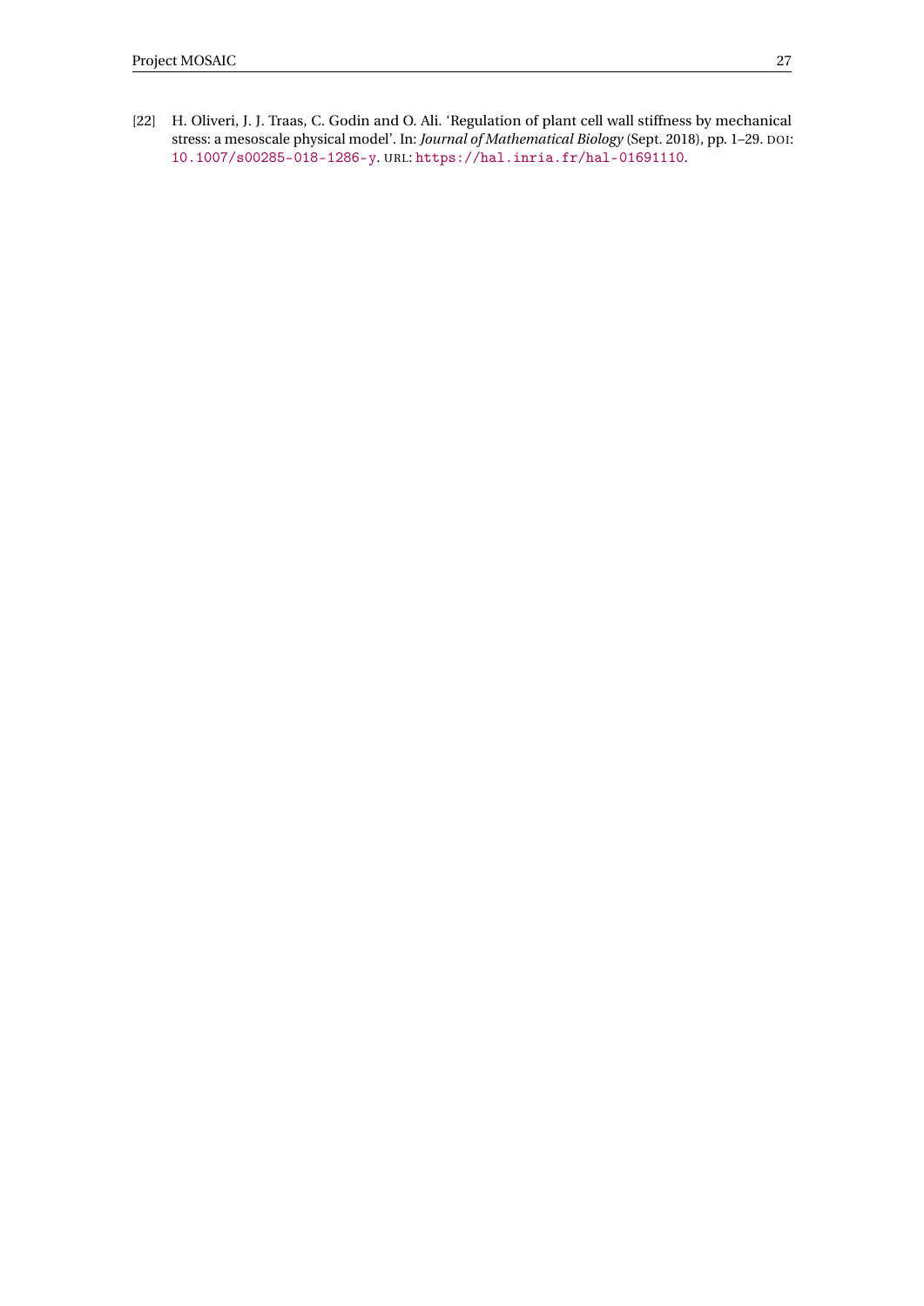[22] H. Oliveri, J. J. Traas, C. Godin and O. Ali. ‘Regulation of plant cell wall stiffness by mechanical stress: a mesoscale physical model’. In: *Journal of Mathematical Biology* (Sept. 2018), pp. 1–29. DOI: 10.1007/s00285-018-1286-y. URL: https://hal.inria.fr/hal-01691110.